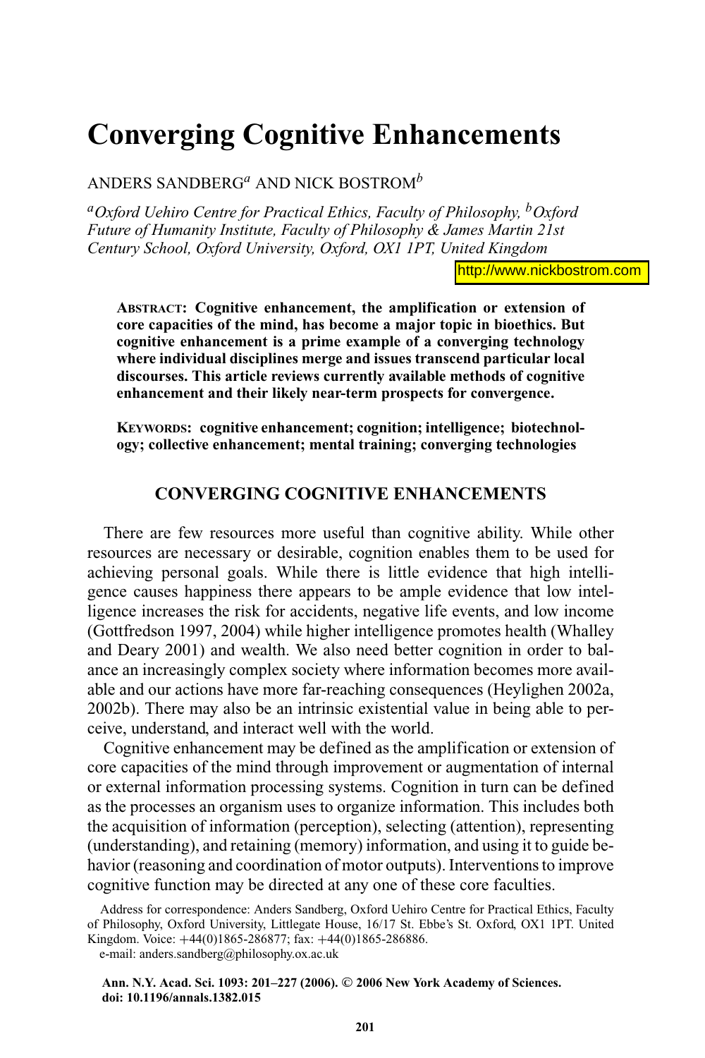# Converging Cognitive Enhancements

ANDERS SANDBERG[a] AND NICK BOSTROM[b]

[a]*Oxford Uehiro Centre for Practical Ethics, Faculty of Philosophy,* [b]*Oxford Future of Humanity Institute, Faculty of Philosophy & James Martin 21st Century School, Oxford University, Oxford, OX1 1PT, United Kingdom*

http://www.nickbostrom.com

**ABSTRACT: Cognitive enhancement, the amplification or extension of core capacities of the mind, has become a major topic in bioethics. But cognitive enhancement is a prime example of a converging technology where individual disciplines merge and issues transcend particular local discourses. This article reviews currently available methods of cognitive enhancement and their likely near-term prospects for convergence.**

**KEYWORDS: cognitive enhancement; cognition; intelligence; biotechnology; collective enhancement; mental training; converging technologies**

## CONVERGING COGNITIVE ENHANCEMENTS

There are few resources more useful than cognitive ability. While other resources are necessary or desirable, cognition enables them to be used for achieving personal goals. While there is little evidence that high intelligence causes happiness there appears to be ample evidence that low intelligence increases the risk for accidents, negative life events, and low income (Gottfredson 1997, 2004) while higher intelligence promotes health (Whalley and Deary 2001) and wealth. We also need better cognition in order to balance an increasingly complex society where information becomes more available and our actions have more far-reaching consequences (Heylighen 2002a, 2002b). There may also be an intrinsic existential value in being able to perceive, understand, and interact well with the world.

Cognitive enhancement may be defined as the amplification or extension of core capacities of the mind through improvement or augmentation of internal or external information processing systems. Cognition in turn can be defined as the processes an organism uses to organize information. This includes both the acquisition of information (perception), selecting (attention), representing (understanding), and retaining (memory) information, and using it to guide behavior (reasoning and coordination of motor outputs). Interventions to improve cognitive function may be directed at any one of these core faculties.

Address for correspondence: Anders Sandberg, Oxford Uehiro Centre for Practical Ethics, Faculty of Philosophy, Oxford University, Littlegate House, 16/17 St. Ebbe's St. Oxford, OX1 1PT. United Kingdom. Voice: +44(0)1865-286877; fax: +44(0)1865-286886.
e-mail: anders.sandberg@philosophy.ox.ac.uk

**Ann. N.Y. Acad. Sci. 1093: 201–227 (2006). © 2006 New York Academy of Sciences.**
**doi: 10.1196/annals.1382.015**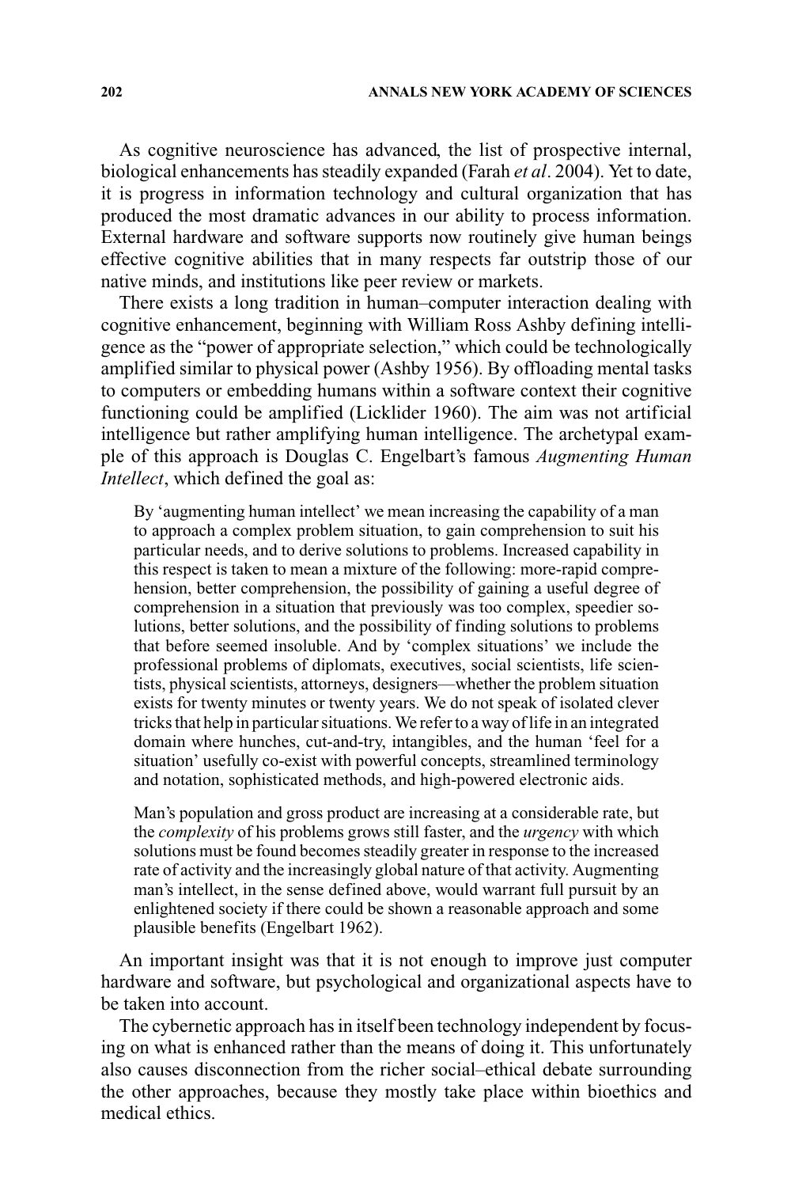As cognitive neuroscience has advanced, the list of prospective internal, biological enhancements has steadily expanded (Farah *et al*. 2004). Yet to date, it is progress in information technology and cultural organization that has produced the most dramatic advances in our ability to process information. External hardware and software supports now routinely give human beings effective cognitive abilities that in many respects far outstrip those of our native minds, and institutions like peer review or markets.

There exists a long tradition in human–computer interaction dealing with cognitive enhancement, beginning with William Ross Ashby defining intelligence as the "power of appropriate selection," which could be technologically amplified similar to physical power (Ashby 1956). By offloading mental tasks to computers or embedding humans within a software context their cognitive functioning could be amplified (Licklider 1960). The aim was not artificial intelligence but rather amplifying human intelligence. The archetypal example of this approach is Douglas C. Engelbart's famous *Augmenting Human Intellect*, which defined the goal as:

> By 'augmenting human intellect' we mean increasing the capability of a man to approach a complex problem situation, to gain comprehension to suit his particular needs, and to derive solutions to problems. Increased capability in this respect is taken to mean a mixture of the following: more-rapid comprehension, better comprehension, the possibility of gaining a useful degree of comprehension in a situation that previously was too complex, speedier solutions, better solutions, and the possibility of finding solutions to problems that before seemed insoluble. And by 'complex situations' we include the professional problems of diplomats, executives, social scientists, life scientists, physical scientists, attorneys, designers—whether the problem situation exists for twenty minutes or twenty years. We do not speak of isolated clever tricks that help in particular situations. We refer to a way of life in an integrated domain where hunches, cut-and-try, intangibles, and the human 'feel for a situation' usefully co-exist with powerful concepts, streamlined terminology and notation, sophisticated methods, and high-powered electronic aids.
>
> Man's population and gross product are increasing at a considerable rate, but the *complexity* of his problems grows still faster, and the *urgency* with which solutions must be found becomes steadily greater in response to the increased rate of activity and the increasingly global nature of that activity. Augmenting man's intellect, in the sense defined above, would warrant full pursuit by an enlightened society if there could be shown a reasonable approach and some plausible benefits (Engelbart 1962).

An important insight was that it is not enough to improve just computer hardware and software, but psychological and organizational aspects have to be taken into account.

The cybernetic approach has in itself been technology independent by focusing on what is enhanced rather than the means of doing it. This unfortunately also causes disconnection from the richer social–ethical debate surrounding the other approaches, because they mostly take place within bioethics and medical ethics.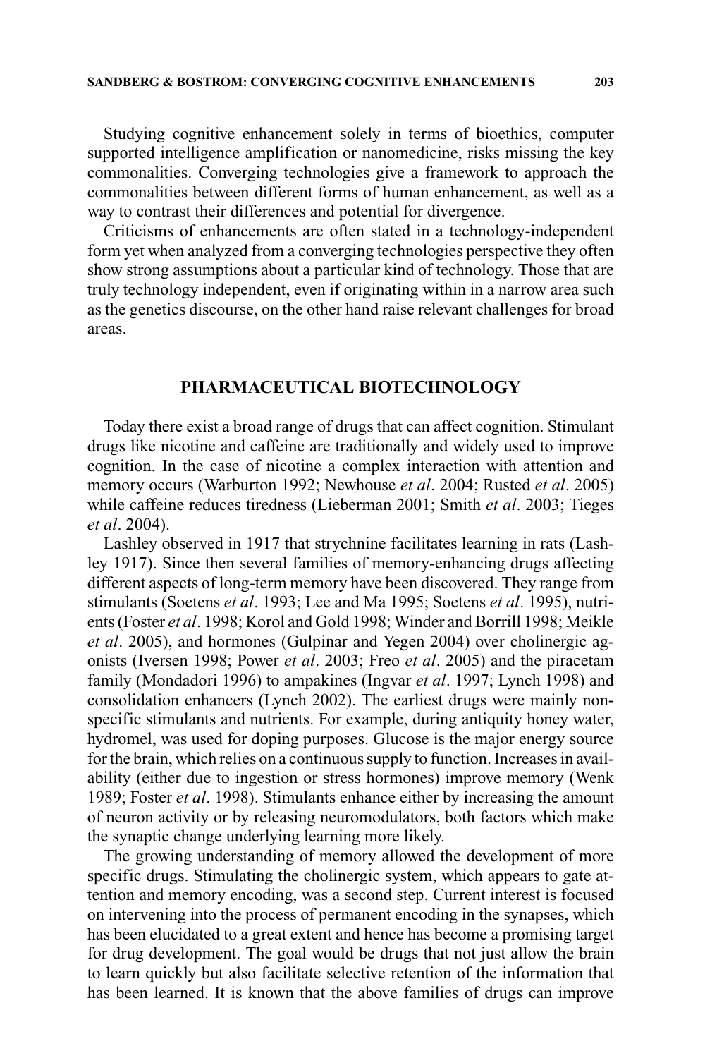Studying cognitive enhancement solely in terms of bioethics, computer supported intelligence amplification or nanomedicine, risks missing the key commonalities. Converging technologies give a framework to approach the commonalities between different forms of human enhancement, as well as a way to contrast their differences and potential for divergence.

Criticisms of enhancements are often stated in a technology-independent form yet when analyzed from a converging technologies perspective they often show strong assumptions about a particular kind of technology. Those that are truly technology independent, even if originating within in a narrow area such as the genetics discourse, on the other hand raise relevant challenges for broad areas.

## PHARMACEUTICAL BIOTECHNOLOGY

Today there exist a broad range of drugs that can affect cognition. Stimulant drugs like nicotine and caffeine are traditionally and widely used to improve cognition. In the case of nicotine a complex interaction with attention and memory occurs (Warburton 1992; Newhouse *et al*. 2004; Rusted *et al*. 2005) while caffeine reduces tiredness (Lieberman 2001; Smith *et al*. 2003; Tieges *et al*. 2004).

Lashley observed in 1917 that strychnine facilitates learning in rats (Lashley 1917). Since then several families of memory-enhancing drugs affecting different aspects of long-term memory have been discovered. They range from stimulants (Soetens *et al*. 1993; Lee and Ma 1995; Soetens *et al*. 1995), nutrients (Foster *et al*. 1998; Korol and Gold 1998; Winder and Borrill 1998; Meikle *et al*. 2005), and hormones (Gulpinar and Yegen 2004) over cholinergic agonists (Iversen 1998; Power *et al*. 2003; Freo *et al*. 2005) and the piracetam family (Mondadori 1996) to ampakines (Ingvar *et al*. 1997; Lynch 1998) and consolidation enhancers (Lynch 2002). The earliest drugs were mainly non-specific stimulants and nutrients. For example, during antiquity honey water, hydromel, was used for doping purposes. Glucose is the major energy source for the brain, which relies on a continuous supply to function. Increases in availability (either due to ingestion or stress hormones) improve memory (Wenk 1989; Foster *et al*. 1998). Stimulants enhance either by increasing the amount of neuron activity or by releasing neuromodulators, both factors which make the synaptic change underlying learning more likely.

The growing understanding of memory allowed the development of more specific drugs. Stimulating the cholinergic system, which appears to gate attention and memory encoding, was a second step. Current interest is focused on intervening into the process of permanent encoding in the synapses, which has been elucidated to a great extent and hence has become a promising target for drug development. The goal would be drugs that not just allow the brain to learn quickly but also facilitate selective retention of the information that has been learned. It is known that the above families of drugs can improve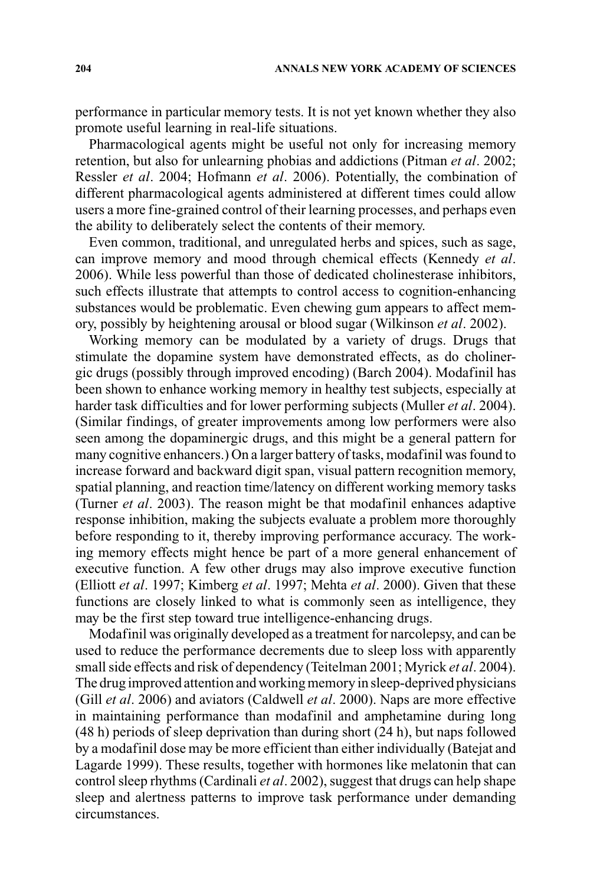performance in particular memory tests. It is not yet known whether they also promote useful learning in real-life situations.

Pharmacological agents might be useful not only for increasing memory retention, but also for unlearning phobias and addictions (Pitman *et al*. 2002; Ressler *et al*. 2004; Hofmann *et al*. 2006). Potentially, the combination of different pharmacological agents administered at different times could allow users a more fine-grained control of their learning processes, and perhaps even the ability to deliberately select the contents of their memory.

Even common, traditional, and unregulated herbs and spices, such as sage, can improve memory and mood through chemical effects (Kennedy *et al*. 2006). While less powerful than those of dedicated cholinesterase inhibitors, such effects illustrate that attempts to control access to cognition-enhancing substances would be problematic. Even chewing gum appears to affect memory, possibly by heightening arousal or blood sugar (Wilkinson *et al*. 2002).

Working memory can be modulated by a variety of drugs. Drugs that stimulate the dopamine system have demonstrated effects, as do cholinergic drugs (possibly through improved encoding) (Barch 2004). Modafinil has been shown to enhance working memory in healthy test subjects, especially at harder task difficulties and for lower performing subjects (Muller *et al*. 2004). (Similar findings, of greater improvements among low performers were also seen among the dopaminergic drugs, and this might be a general pattern for many cognitive enhancers.) On a larger battery of tasks, modafinil was found to increase forward and backward digit span, visual pattern recognition memory, spatial planning, and reaction time/latency on different working memory tasks (Turner *et al*. 2003). The reason might be that modafinil enhances adaptive response inhibition, making the subjects evaluate a problem more thoroughly before responding to it, thereby improving performance accuracy. The working memory effects might hence be part of a more general enhancement of executive function. A few other drugs may also improve executive function (Elliott *et al*. 1997; Kimberg *et al*. 1997; Mehta *et al*. 2000). Given that these functions are closely linked to what is commonly seen as intelligence, they may be the first step toward true intelligence-enhancing drugs.

Modafinil was originally developed as a treatment for narcolepsy, and can be used to reduce the performance decrements due to sleep loss with apparently small side effects and risk of dependency (Teitelman 2001; Myrick *et al*. 2004). The drug improved attention and working memory in sleep-deprived physicians (Gill *et al*. 2006) and aviators (Caldwell *et al*. 2000). Naps are more effective in maintaining performance than modafinil and amphetamine during long (48 h) periods of sleep deprivation than during short (24 h), but naps followed by a modafinil dose may be more efficient than either individually (Batejat and Lagarde 1999). These results, together with hormones like melatonin that can control sleep rhythms (Cardinali *et al*. 2002), suggest that drugs can help shape sleep and alertness patterns to improve task performance under demanding circumstances.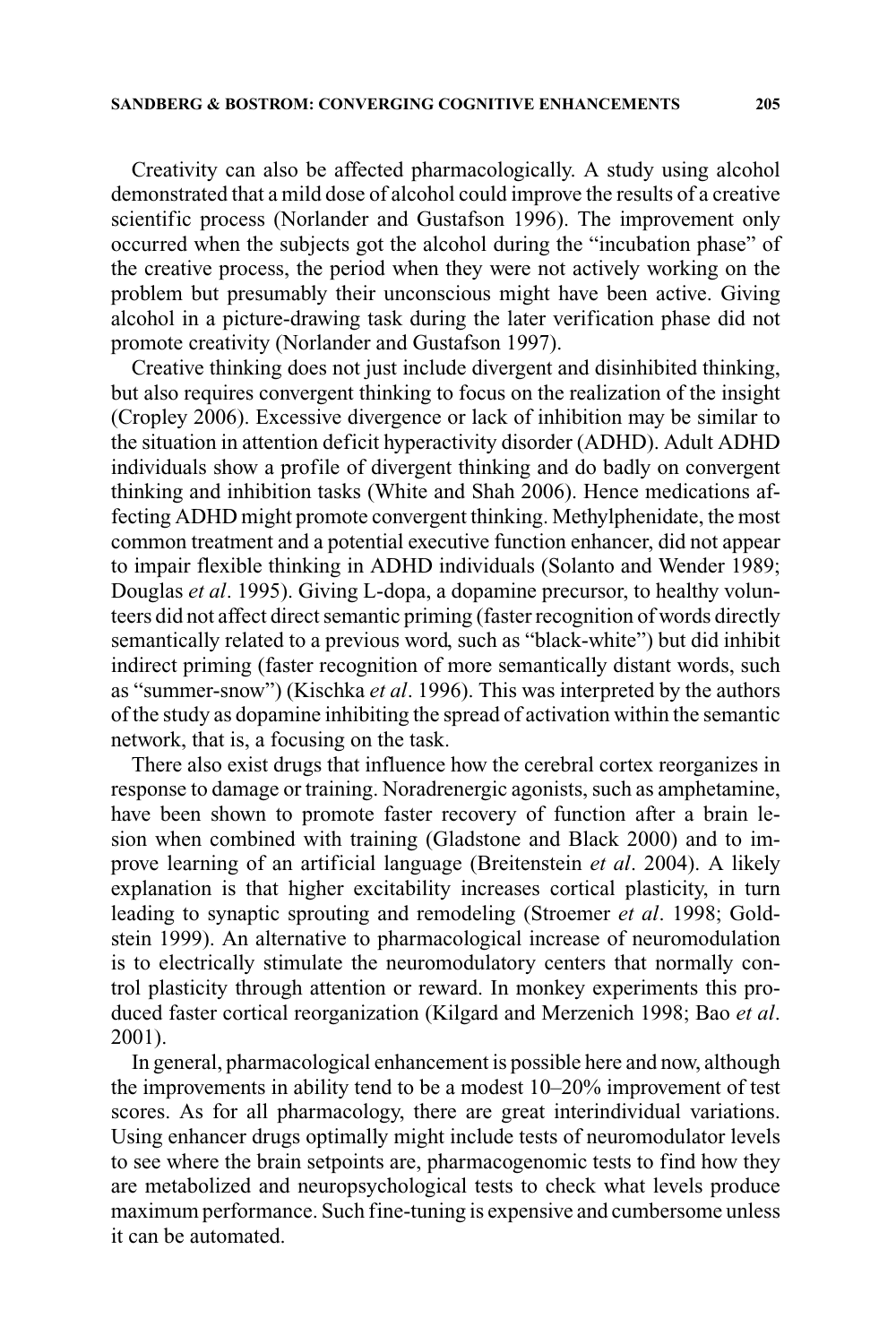Creativity can also be affected pharmacologically. A study using alcohol demonstrated that a mild dose of alcohol could improve the results of a creative scientific process (Norlander and Gustafson 1996). The improvement only occurred when the subjects got the alcohol during the "incubation phase" of the creative process, the period when they were not actively working on the problem but presumably their unconscious might have been active. Giving alcohol in a picture-drawing task during the later verification phase did not promote creativity (Norlander and Gustafson 1997).

Creative thinking does not just include divergent and disinhibited thinking, but also requires convergent thinking to focus on the realization of the insight (Cropley 2006). Excessive divergence or lack of inhibition may be similar to the situation in attention deficit hyperactivity disorder (ADHD). Adult ADHD individuals show a profile of divergent thinking and do badly on convergent thinking and inhibition tasks (White and Shah 2006). Hence medications affecting ADHD might promote convergent thinking. Methylphenidate, the most common treatment and a potential executive function enhancer, did not appear to impair flexible thinking in ADHD individuals (Solanto and Wender 1989; Douglas *et al*. 1995). Giving L-dopa, a dopamine precursor, to healthy volunteers did not affect direct semantic priming (faster recognition of words directly semantically related to a previous word, such as "black-white") but did inhibit indirect priming (faster recognition of more semantically distant words, such as "summer-snow") (Kischka *et al*. 1996). This was interpreted by the authors of the study as dopamine inhibiting the spread of activation within the semantic network, that is, a focusing on the task.

There also exist drugs that influence how the cerebral cortex reorganizes in response to damage or training. Noradrenergic agonists, such as amphetamine, have been shown to promote faster recovery of function after a brain lesion when combined with training (Gladstone and Black 2000) and to improve learning of an artificial language (Breitenstein *et al*. 2004). A likely explanation is that higher excitability increases cortical plasticity, in turn leading to synaptic sprouting and remodeling (Stroemer *et al*. 1998; Goldstein 1999). An alternative to pharmacological increase of neuromodulation is to electrically stimulate the neuromodulatory centers that normally control plasticity through attention or reward. In monkey experiments this produced faster cortical reorganization (Kilgard and Merzenich 1998; Bao *et al*. 2001).

In general, pharmacological enhancement is possible here and now, although the improvements in ability tend to be a modest 10–20% improvement of test scores. As for all pharmacology, there are great interindividual variations. Using enhancer drugs optimally might include tests of neuromodulator levels to see where the brain setpoints are, pharmacogenomic tests to find how they are metabolized and neuropsychological tests to check what levels produce maximum performance. Such fine-tuning is expensive and cumbersome unless it can be automated.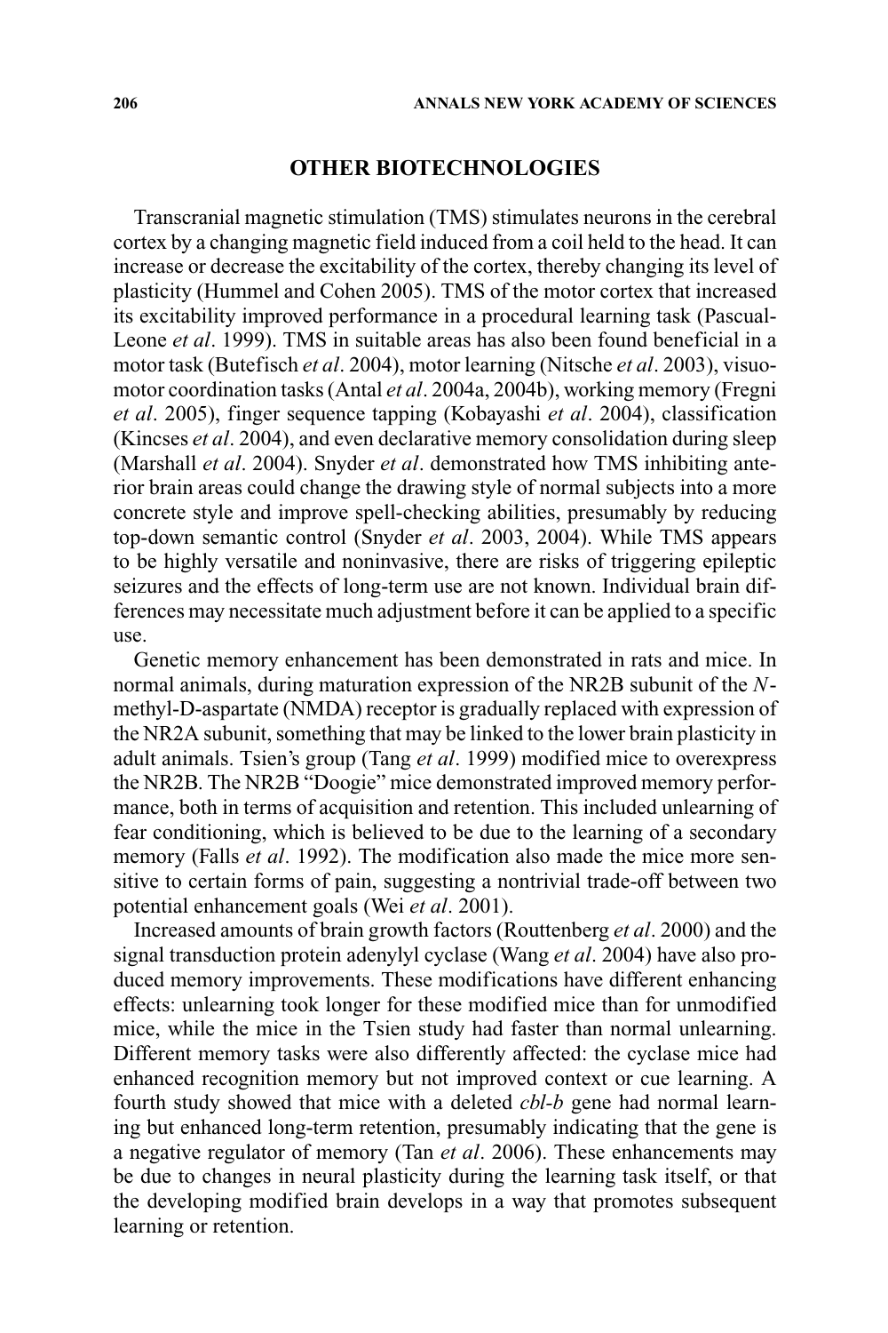## OTHER BIOTECHNOLOGIES

Transcranial magnetic stimulation (TMS) stimulates neurons in the cerebral cortex by a changing magnetic field induced from a coil held to the head. It can increase or decrease the excitability of the cortex, thereby changing its level of plasticity (Hummel and Cohen 2005). TMS of the motor cortex that increased its excitability improved performance in a procedural learning task (Pascual-Leone *et al*. 1999). TMS in suitable areas has also been found beneficial in a motor task (Butefisch *et al*. 2004), motor learning (Nitsche *et al*. 2003), visuomotor coordination tasks (Antal *et al*. 2004a, 2004b), working memory (Fregni *et al*. 2005), finger sequence tapping (Kobayashi *et al*. 2004), classification (Kincses *et al*. 2004), and even declarative memory consolidation during sleep (Marshall *et al*. 2004). Snyder *et al*. demonstrated how TMS inhibiting anterior brain areas could change the drawing style of normal subjects into a more concrete style and improve spell-checking abilities, presumably by reducing top-down semantic control (Snyder *et al*. 2003, 2004). While TMS appears to be highly versatile and noninvasive, there are risks of triggering epileptic seizures and the effects of long-term use are not known. Individual brain differences may necessitate much adjustment before it can be applied to a specific use.

Genetic memory enhancement has been demonstrated in rats and mice. In normal animals, during maturation expression of the NR2B subunit of the *N*-methyl-D-aspartate (NMDA) receptor is gradually replaced with expression of the NR2A subunit, something that may be linked to the lower brain plasticity in adult animals. Tsien's group (Tang *et al*. 1999) modified mice to overexpress the NR2B. The NR2B "Doogie" mice demonstrated improved memory performance, both in terms of acquisition and retention. This included unlearning of fear conditioning, which is believed to be due to the learning of a secondary memory (Falls *et al*. 1992). The modification also made the mice more sensitive to certain forms of pain, suggesting a nontrivial trade-off between two potential enhancement goals (Wei *et al*. 2001).

Increased amounts of brain growth factors (Routtenberg *et al*. 2000) and the signal transduction protein adenylyl cyclase (Wang *et al*. 2004) have also produced memory improvements. These modifications have different enhancing effects: unlearning took longer for these modified mice than for unmodified mice, while the mice in the Tsien study had faster than normal unlearning. Different memory tasks were also differently affected: the cyclase mice had enhanced recognition memory but not improved context or cue learning. A fourth study showed that mice with a deleted *cbl-b* gene had normal learning but enhanced long-term retention, presumably indicating that the gene is a negative regulator of memory (Tan *et al*. 2006). These enhancements may be due to changes in neural plasticity during the learning task itself, or that the developing modified brain develops in a way that promotes subsequent learning or retention.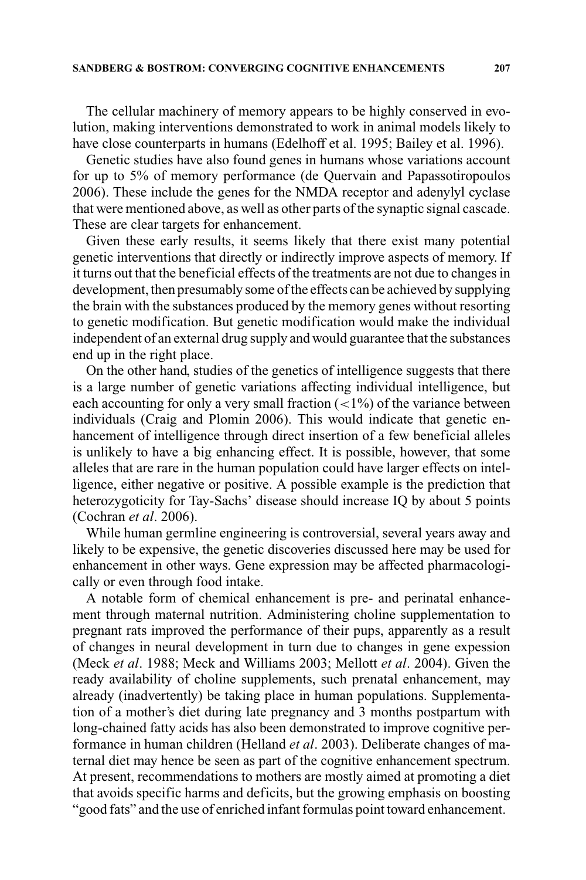The cellular machinery of memory appears to be highly conserved in evolution, making interventions demonstrated to work in animal models likely to have close counterparts in humans (Edelhoff et al. 1995; Bailey et al. 1996).

Genetic studies have also found genes in humans whose variations account for up to 5% of memory performance (de Quervain and Papassotiropoulos 2006). These include the genes for the NMDA receptor and adenylyl cyclase that were mentioned above, as well as other parts of the synaptic signal cascade. These are clear targets for enhancement.

Given these early results, it seems likely that there exist many potential genetic interventions that directly or indirectly improve aspects of memory. If it turns out that the beneficial effects of the treatments are not due to changes in development, then presumably some of the effects can be achieved by supplying the brain with the substances produced by the memory genes without resorting to genetic modification. But genetic modification would make the individual independent of an external drug supply and would guarantee that the substances end up in the right place.

On the other hand, studies of the genetics of intelligence suggests that there is a large number of genetic variations affecting individual intelligence, but each accounting for only a very small fraction (<1%) of the variance between individuals (Craig and Plomin 2006). This would indicate that genetic enhancement of intelligence through direct insertion of a few beneficial alleles is unlikely to have a big enhancing effect. It is possible, however, that some alleles that are rare in the human population could have larger effects on intelligence, either negative or positive. A possible example is the prediction that heterozygoticity for Tay-Sachs' disease should increase IQ by about 5 points (Cochran *et al*. 2006).

While human germline engineering is controversial, several years away and likely to be expensive, the genetic discoveries discussed here may be used for enhancement in other ways. Gene expression may be affected pharmacologically or even through food intake.

A notable form of chemical enhancement is pre- and perinatal enhancement through maternal nutrition. Administering choline supplementation to pregnant rats improved the performance of their pups, apparently as a result of changes in neural development in turn due to changes in gene expression (Meck *et al*. 1988; Meck and Williams 2003; Mellott *et al*. 2004). Given the ready availability of choline supplements, such prenatal enhancement, may already (inadvertently) be taking place in human populations. Supplementation of a mother's diet during late pregnancy and 3 months postpartum with long-chained fatty acids has also been demonstrated to improve cognitive performance in human children (Helland *et al*. 2003). Deliberate changes of maternal diet may hence be seen as part of the cognitive enhancement spectrum. At present, recommendations to mothers are mostly aimed at promoting a diet that avoids specific harms and deficits, but the growing emphasis on boosting "good fats" and the use of enriched infant formulas point toward enhancement.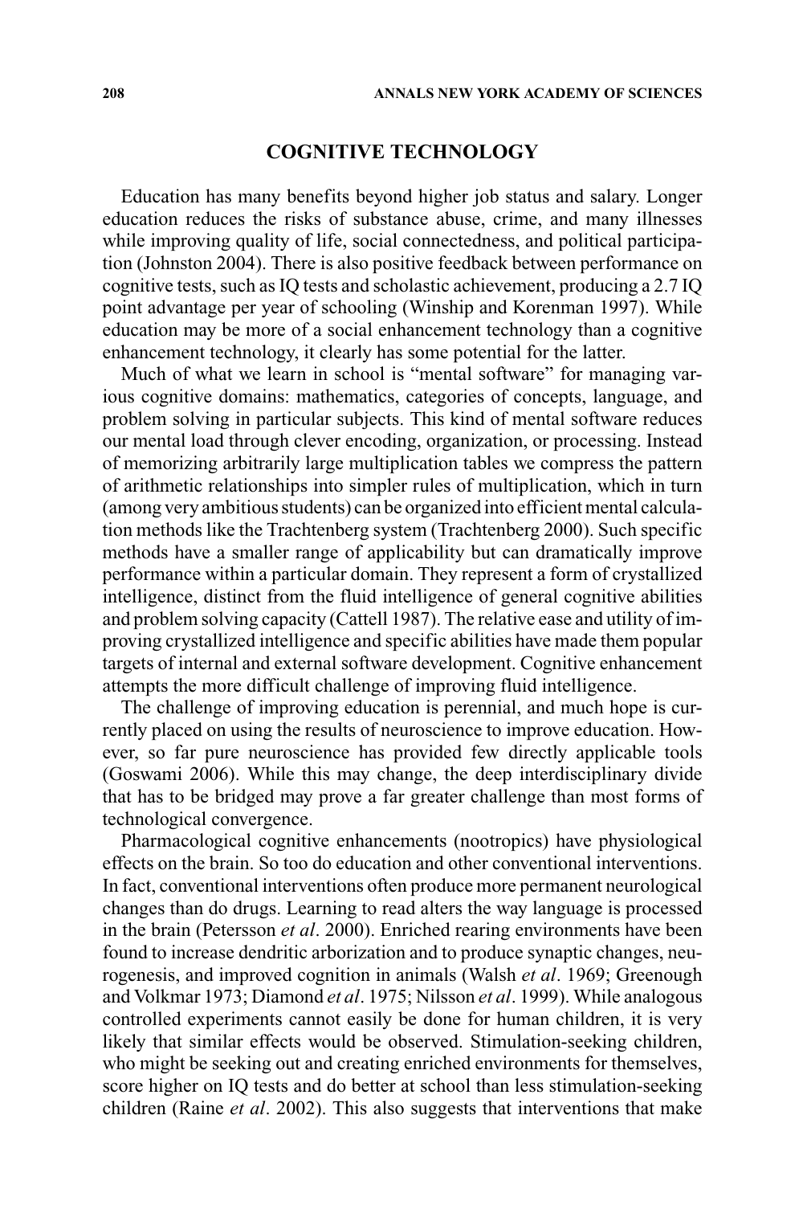## COGNITIVE TECHNOLOGY

Education has many benefits beyond higher job status and salary. Longer education reduces the risks of substance abuse, crime, and many illnesses while improving quality of life, social connectedness, and political participation (Johnston 2004). There is also positive feedback between performance on cognitive tests, such as IQ tests and scholastic achievement, producing a 2.7 IQ point advantage per year of schooling (Winship and Korenman 1997). While education may be more of a social enhancement technology than a cognitive enhancement technology, it clearly has some potential for the latter.

Much of what we learn in school is "mental software" for managing various cognitive domains: mathematics, categories of concepts, language, and problem solving in particular subjects. This kind of mental software reduces our mental load through clever encoding, organization, or processing. Instead of memorizing arbitrarily large multiplication tables we compress the pattern of arithmetic relationships into simpler rules of multiplication, which in turn (among very ambitious students) can be organized into efficient mental calculation methods like the Trachtenberg system (Trachtenberg 2000). Such specific methods have a smaller range of applicability but can dramatically improve performance within a particular domain. They represent a form of crystallized intelligence, distinct from the fluid intelligence of general cognitive abilities and problem solving capacity (Cattell 1987). The relative ease and utility of improving crystallized intelligence and specific abilities have made them popular targets of internal and external software development. Cognitive enhancement attempts the more difficult challenge of improving fluid intelligence.

The challenge of improving education is perennial, and much hope is currently placed on using the results of neuroscience to improve education. However, so far pure neuroscience has provided few directly applicable tools (Goswami 2006). While this may change, the deep interdisciplinary divide that has to be bridged may prove a far greater challenge than most forms of technological convergence.

Pharmacological cognitive enhancements (nootropics) have physiological effects on the brain. So too do education and other conventional interventions. In fact, conventional interventions often produce more permanent neurological changes than do drugs. Learning to read alters the way language is processed in the brain (Petersson *et al*. 2000). Enriched rearing environments have been found to increase dendritic arborization and to produce synaptic changes, neurogenesis, and improved cognition in animals (Walsh *et al*. 1969; Greenough and Volkmar 1973; Diamond *et al*. 1975; Nilsson *et al*. 1999). While analogous controlled experiments cannot easily be done for human children, it is very likely that similar effects would be observed. Stimulation-seeking children, who might be seeking out and creating enriched environments for themselves, score higher on IQ tests and do better at school than less stimulation-seeking children (Raine *et al*. 2002). This also suggests that interventions that make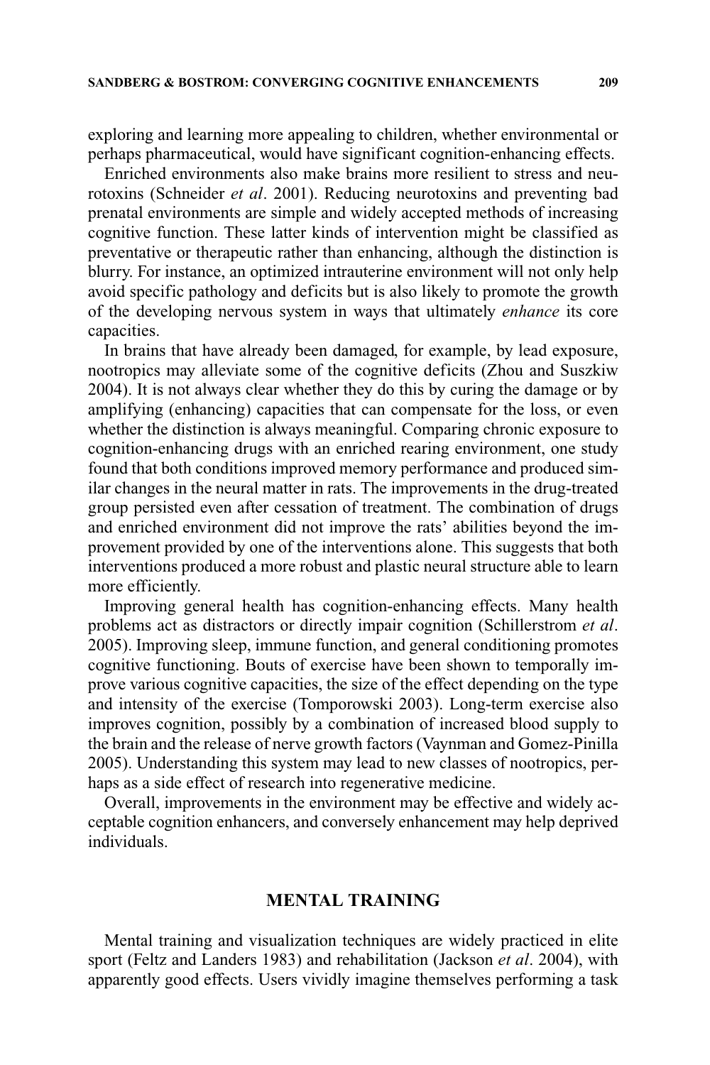exploring and learning more appealing to children, whether environmental or perhaps pharmaceutical, would have significant cognition-enhancing effects.

Enriched environments also make brains more resilient to stress and neurotoxins (Schneider *et al*. 2001). Reducing neurotoxins and preventing bad prenatal environments are simple and widely accepted methods of increasing cognitive function. These latter kinds of intervention might be classified as preventative or therapeutic rather than enhancing, although the distinction is blurry. For instance, an optimized intrauterine environment will not only help avoid specific pathology and deficits but is also likely to promote the growth of the developing nervous system in ways that ultimately *enhance* its core capacities.

In brains that have already been damaged, for example, by lead exposure, nootropics may alleviate some of the cognitive deficits (Zhou and Suszkiw 2004). It is not always clear whether they do this by curing the damage or by amplifying (enhancing) capacities that can compensate for the loss, or even whether the distinction is always meaningful. Comparing chronic exposure to cognition-enhancing drugs with an enriched rearing environment, one study found that both conditions improved memory performance and produced similar changes in the neural matter in rats. The improvements in the drug-treated group persisted even after cessation of treatment. The combination of drugs and enriched environment did not improve the rats' abilities beyond the improvement provided by one of the interventions alone. This suggests that both interventions produced a more robust and plastic neural structure able to learn more efficiently.

Improving general health has cognition-enhancing effects. Many health problems act as distractors or directly impair cognition (Schillerstrom *et al*. 2005). Improving sleep, immune function, and general conditioning promotes cognitive functioning. Bouts of exercise have been shown to temporally improve various cognitive capacities, the size of the effect depending on the type and intensity of the exercise (Tomporowski 2003). Long-term exercise also improves cognition, possibly by a combination of increased blood supply to the brain and the release of nerve growth factors (Vaynman and Gomez-Pinilla 2005). Understanding this system may lead to new classes of nootropics, perhaps as a side effect of research into regenerative medicine.

Overall, improvements in the environment may be effective and widely acceptable cognition enhancers, and conversely enhancement may help deprived individuals.

## MENTAL TRAINING

Mental training and visualization techniques are widely practiced in elite sport (Feltz and Landers 1983) and rehabilitation (Jackson *et al*. 2004), with apparently good effects. Users vividly imagine themselves performing a task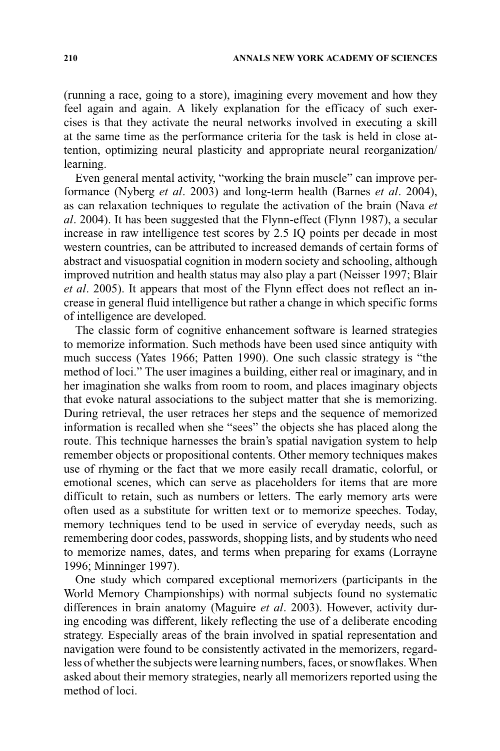(running a race, going to a store), imagining every movement and how they feel again and again. A likely explanation for the efficacy of such exercises is that they activate the neural networks involved in executing a skill at the same time as the performance criteria for the task is held in close attention, optimizing neural plasticity and appropriate neural reorganization/learning.

Even general mental activity, "working the brain muscle" can improve performance (Nyberg *et al*. 2003) and long-term health (Barnes *et al*. 2004), as can relaxation techniques to regulate the activation of the brain (Nava *et al*. 2004). It has been suggested that the Flynn-effect (Flynn 1987), a secular increase in raw intelligence test scores by 2.5 IQ points per decade in most western countries, can be attributed to increased demands of certain forms of abstract and visuospatial cognition in modern society and schooling, although improved nutrition and health status may also play a part (Neisser 1997; Blair *et al*. 2005). It appears that most of the Flynn effect does not reflect an increase in general fluid intelligence but rather a change in which specific forms of intelligence are developed.

The classic form of cognitive enhancement software is learned strategies to memorize information. Such methods have been used since antiquity with much success (Yates 1966; Patten 1990). One such classic strategy is "the method of loci." The user imagines a building, either real or imaginary, and in her imagination she walks from room to room, and places imaginary objects that evoke natural associations to the subject matter that she is memorizing. During retrieval, the user retraces her steps and the sequence of memorized information is recalled when she "sees" the objects she has placed along the route. This technique harnesses the brain's spatial navigation system to help remember objects or propositional contents. Other memory techniques makes use of rhyming or the fact that we more easily recall dramatic, colorful, or emotional scenes, which can serve as placeholders for items that are more difficult to retain, such as numbers or letters. The early memory arts were often used as a substitute for written text or to memorize speeches. Today, memory techniques tend to be used in service of everyday needs, such as remembering door codes, passwords, shopping lists, and by students who need to memorize names, dates, and terms when preparing for exams (Lorrayne 1996; Minninger 1997).

One study which compared exceptional memorizers (participants in the World Memory Championships) with normal subjects found no systematic differences in brain anatomy (Maguire *et al*. 2003). However, activity during encoding was different, likely reflecting the use of a deliberate encoding strategy. Especially areas of the brain involved in spatial representation and navigation were found to be consistently activated in the memorizers, regardless of whether the subjects were learning numbers, faces, or snowflakes. When asked about their memory strategies, nearly all memorizers reported using the method of loci.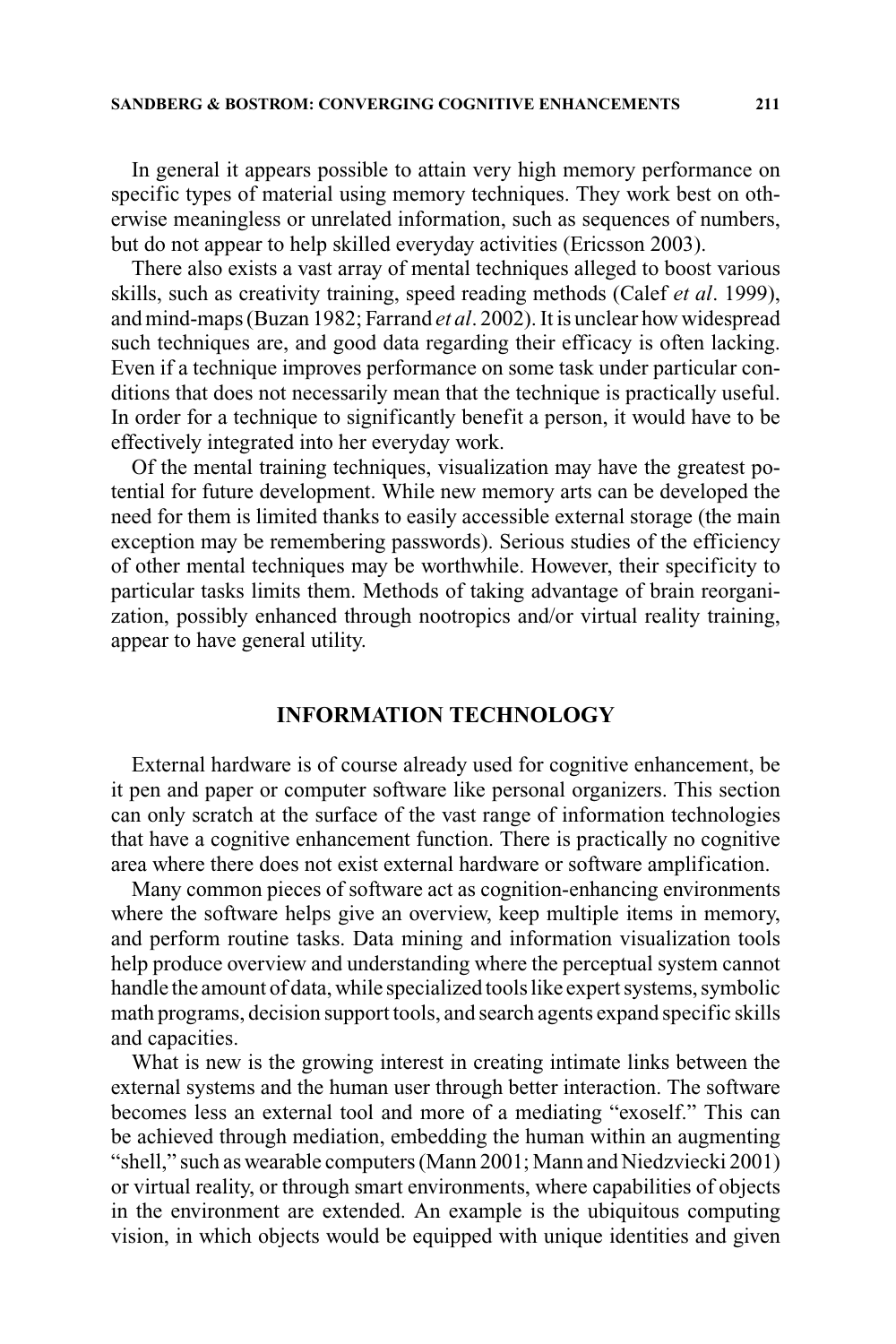In general it appears possible to attain very high memory performance on specific types of material using memory techniques. They work best on otherwise meaningless or unrelated information, such as sequences of numbers, but do not appear to help skilled everyday activities (Ericsson 2003).

There also exists a vast array of mental techniques alleged to boost various skills, such as creativity training, speed reading methods (Calef *et al*. 1999), and mind-maps (Buzan 1982; Farrand *et al*. 2002). It is unclear how widespread such techniques are, and good data regarding their efficacy is often lacking. Even if a technique improves performance on some task under particular conditions that does not necessarily mean that the technique is practically useful. In order for a technique to significantly benefit a person, it would have to be effectively integrated into her everyday work.

Of the mental training techniques, visualization may have the greatest potential for future development. While new memory arts can be developed the need for them is limited thanks to easily accessible external storage (the main exception may be remembering passwords). Serious studies of the efficiency of other mental techniques may be worthwhile. However, their specificity to particular tasks limits them. Methods of taking advantage of brain reorganization, possibly enhanced through nootropics and/or virtual reality training, appear to have general utility.

## INFORMATION TECHNOLOGY

External hardware is of course already used for cognitive enhancement, be it pen and paper or computer software like personal organizers. This section can only scratch at the surface of the vast range of information technologies that have a cognitive enhancement function. There is practically no cognitive area where there does not exist external hardware or software amplification.

Many common pieces of software act as cognition-enhancing environments where the software helps give an overview, keep multiple items in memory, and perform routine tasks. Data mining and information visualization tools help produce overview and understanding where the perceptual system cannot handle the amount of data, while specialized tools like expert systems, symbolic math programs, decision support tools, and search agents expand specific skills and capacities.

What is new is the growing interest in creating intimate links between the external systems and the human user through better interaction. The software becomes less an external tool and more of a mediating "exoself." This can be achieved through mediation, embedding the human within an augmenting "shell," such as wearable computers (Mann 2001; Mann and Niedzviecki 2001) or virtual reality, or through smart environments, where capabilities of objects in the environment are extended. An example is the ubiquitous computing vision, in which objects would be equipped with unique identities and given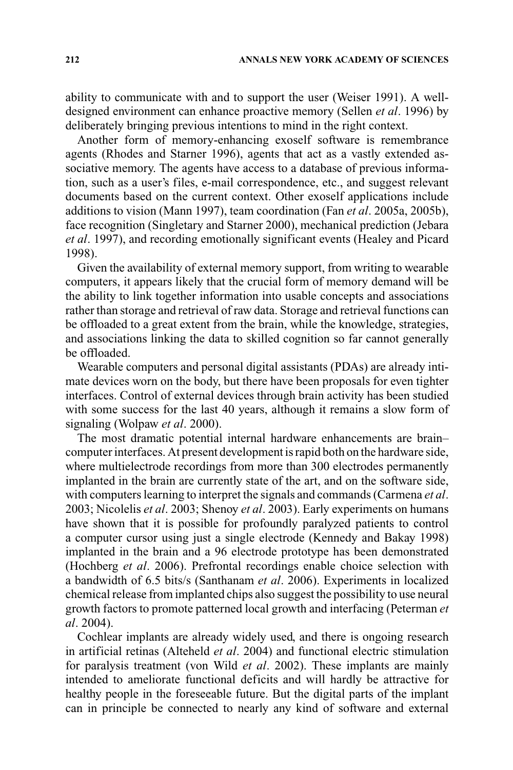ability to communicate with and to support the user (Weiser 1991). A well-designed environment can enhance proactive memory (Sellen *et al*. 1996) by deliberately bringing previous intentions to mind in the right context.

Another form of memory-enhancing exoself software is remembrance agents (Rhodes and Starner 1996), agents that act as a vastly extended associative memory. The agents have access to a database of previous information, such as a user's files, e-mail correspondence, etc., and suggest relevant documents based on the current context. Other exoself applications include additions to vision (Mann 1997), team coordination (Fan *et al*. 2005a, 2005b), face recognition (Singletary and Starner 2000), mechanical prediction (Jebara *et al*. 1997), and recording emotionally significant events (Healey and Picard 1998).

Given the availability of external memory support, from writing to wearable computers, it appears likely that the crucial form of memory demand will be the ability to link together information into usable concepts and associations rather than storage and retrieval of raw data. Storage and retrieval functions can be offloaded to a great extent from the brain, while the knowledge, strategies, and associations linking the data to skilled cognition so far cannot generally be offloaded.

Wearable computers and personal digital assistants (PDAs) are already intimate devices worn on the body, but there have been proposals for even tighter interfaces. Control of external devices through brain activity has been studied with some success for the last 40 years, although it remains a slow form of signaling (Wolpaw *et al*. 2000).

The most dramatic potential internal hardware enhancements are brain–computer interfaces. At present development is rapid both on the hardware side, where multielectrode recordings from more than 300 electrodes permanently implanted in the brain are currently state of the art, and on the software side, with computers learning to interpret the signals and commands (Carmena *et al*. 2003; Nicolelis *et al*. 2003; Shenoy *et al*. 2003). Early experiments on humans have shown that it is possible for profoundly paralyzed patients to control a computer cursor using just a single electrode (Kennedy and Bakay 1998) implanted in the brain and a 96 electrode prototype has been demonstrated (Hochberg *et al*. 2006). Prefrontal recordings enable choice selection with a bandwidth of 6.5 bits/s (Santhanam *et al*. 2006). Experiments in localized chemical release from implanted chips also suggest the possibility to use neural growth factors to promote patterned local growth and interfacing (Peterman *et al*. 2004).

Cochlear implants are already widely used, and there is ongoing research in artificial retinas (Alteheld *et al*. 2004) and functional electric stimulation for paralysis treatment (von Wild *et al*. 2002). These implants are mainly intended to ameliorate functional deficits and will hardly be attractive for healthy people in the foreseeable future. But the digital parts of the implant can in principle be connected to nearly any kind of software and external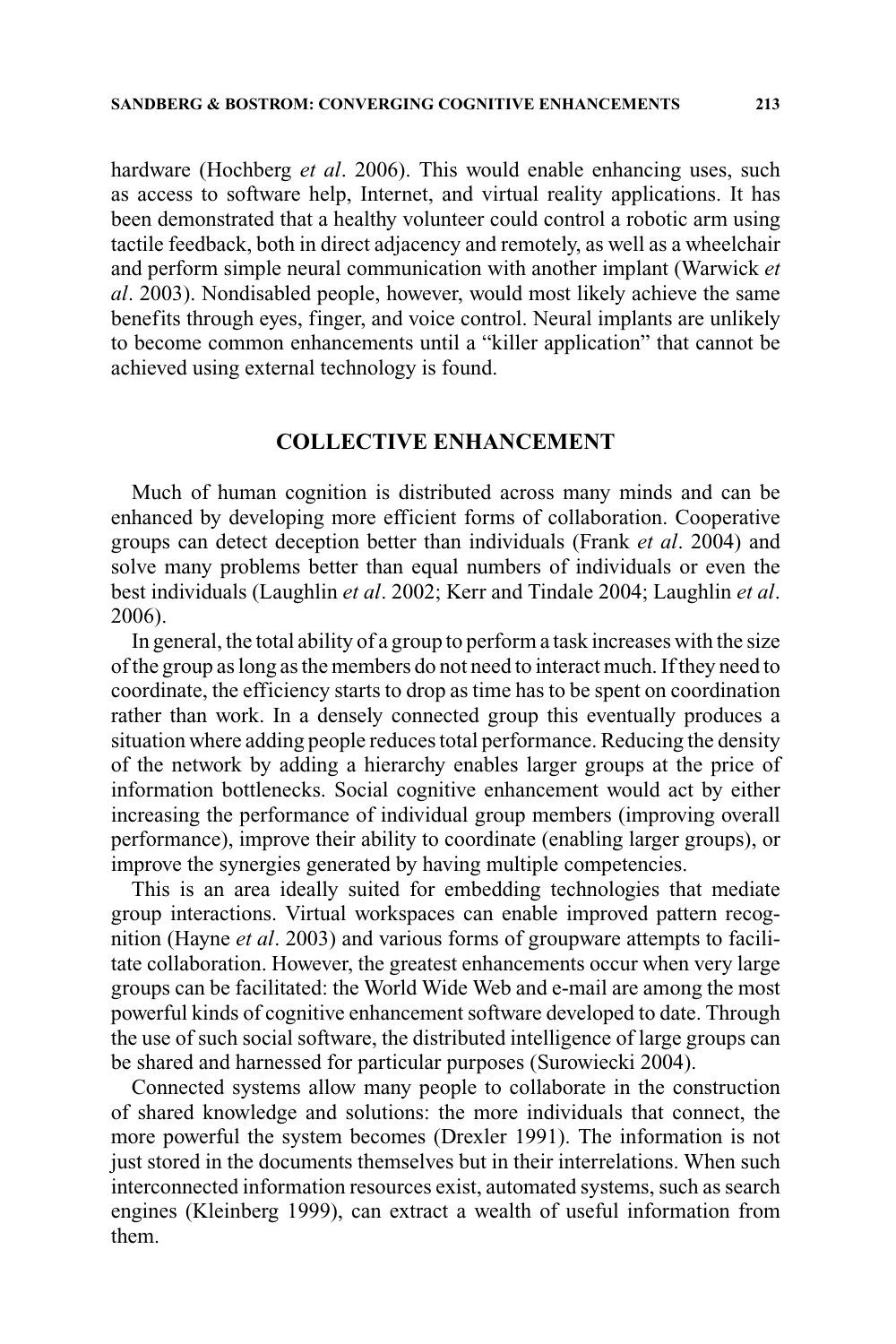hardware (Hochberg *et al*. 2006). This would enable enhancing uses, such as access to software help, Internet, and virtual reality applications. It has been demonstrated that a healthy volunteer could control a robotic arm using tactile feedback, both in direct adjacency and remotely, as well as a wheelchair and perform simple neural communication with another implant (Warwick *et al*. 2003). Nondisabled people, however, would most likely achieve the same benefits through eyes, finger, and voice control. Neural implants are unlikely to become common enhancements until a "killer application" that cannot be achieved using external technology is found.

## COLLECTIVE ENHANCEMENT

Much of human cognition is distributed across many minds and can be enhanced by developing more efficient forms of collaboration. Cooperative groups can detect deception better than individuals (Frank *et al*. 2004) and solve many problems better than equal numbers of individuals or even the best individuals (Laughlin *et al*. 2002; Kerr and Tindale 2004; Laughlin *et al*. 2006).

In general, the total ability of a group to perform a task increases with the size of the group as long as the members do not need to interact much. If they need to coordinate, the efficiency starts to drop as time has to be spent on coordination rather than work. In a densely connected group this eventually produces a situation where adding people reduces total performance. Reducing the density of the network by adding a hierarchy enables larger groups at the price of information bottlenecks. Social cognitive enhancement would act by either increasing the performance of individual group members (improving overall performance), improve their ability to coordinate (enabling larger groups), or improve the synergies generated by having multiple competencies.

This is an area ideally suited for embedding technologies that mediate group interactions. Virtual workspaces can enable improved pattern recognition (Hayne *et al*. 2003) and various forms of groupware attempts to facilitate collaboration. However, the greatest enhancements occur when very large groups can be facilitated: the World Wide Web and e-mail are among the most powerful kinds of cognitive enhancement software developed to date. Through the use of such social software, the distributed intelligence of large groups can be shared and harnessed for particular purposes (Surowiecki 2004).

Connected systems allow many people to collaborate in the construction of shared knowledge and solutions: the more individuals that connect, the more powerful the system becomes (Drexler 1991). The information is not just stored in the documents themselves but in their interrelations. When such interconnected information resources exist, automated systems, such as search engines (Kleinberg 1999), can extract a wealth of useful information from them.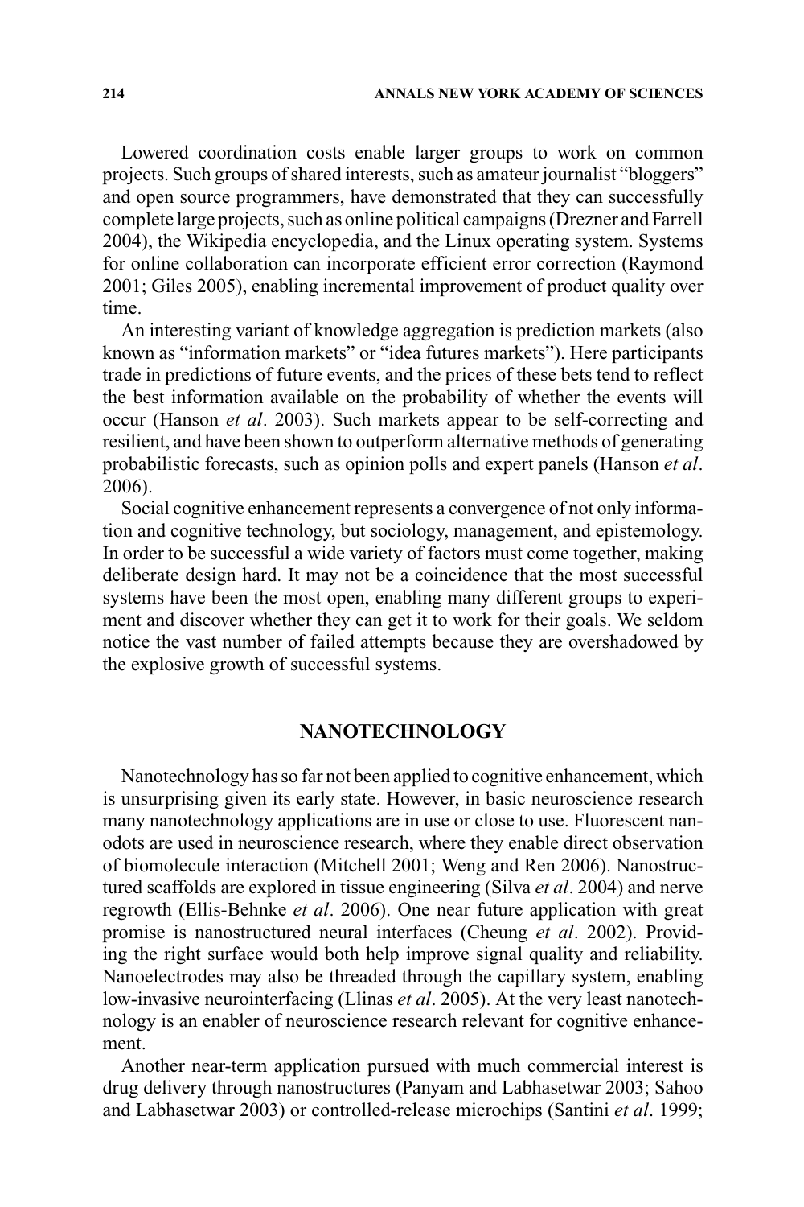Lowered coordination costs enable larger groups to work on common projects. Such groups of shared interests, such as amateur journalist "bloggers" and open source programmers, have demonstrated that they can successfully complete large projects, such as online political campaigns (Drezner and Farrell 2004), the Wikipedia encyclopedia, and the Linux operating system. Systems for online collaboration can incorporate efficient error correction (Raymond 2001; Giles 2005), enabling incremental improvement of product quality over time.

An interesting variant of knowledge aggregation is prediction markets (also known as "information markets" or "idea futures markets"). Here participants trade in predictions of future events, and the prices of these bets tend to reflect the best information available on the probability of whether the events will occur (Hanson *et al*. 2003). Such markets appear to be self-correcting and resilient, and have been shown to outperform alternative methods of generating probabilistic forecasts, such as opinion polls and expert panels (Hanson *et al*. 2006).

Social cognitive enhancement represents a convergence of not only information and cognitive technology, but sociology, management, and epistemology. In order to be successful a wide variety of factors must come together, making deliberate design hard. It may not be a coincidence that the most successful systems have been the most open, enabling many different groups to experiment and discover whether they can get it to work for their goals. We seldom notice the vast number of failed attempts because they are overshadowed by the explosive growth of successful systems.

## NANOTECHNOLOGY

Nanotechnology has so far not been applied to cognitive enhancement, which is unsurprising given its early state. However, in basic neuroscience research many nanotechnology applications are in use or close to use. Fluorescent nanodots are used in neuroscience research, where they enable direct observation of biomolecule interaction (Mitchell 2001; Weng and Ren 2006). Nanostructured scaffolds are explored in tissue engineering (Silva *et al*. 2004) and nerve regrowth (Ellis-Behnke *et al*. 2006). One near future application with great promise is nanostructured neural interfaces (Cheung *et al*. 2002). Providing the right surface would both help improve signal quality and reliability. Nanoelectrodes may also be threaded through the capillary system, enabling low-invasive neurointerfacing (Llinas *et al*. 2005). At the very least nanotechnology is an enabler of neuroscience research relevant for cognitive enhancement.

Another near-term application pursued with much commercial interest is drug delivery through nanostructures (Panyam and Labhasetwar 2003; Sahoo and Labhasetwar 2003) or controlled-release microchips (Santini *et al*. 1999;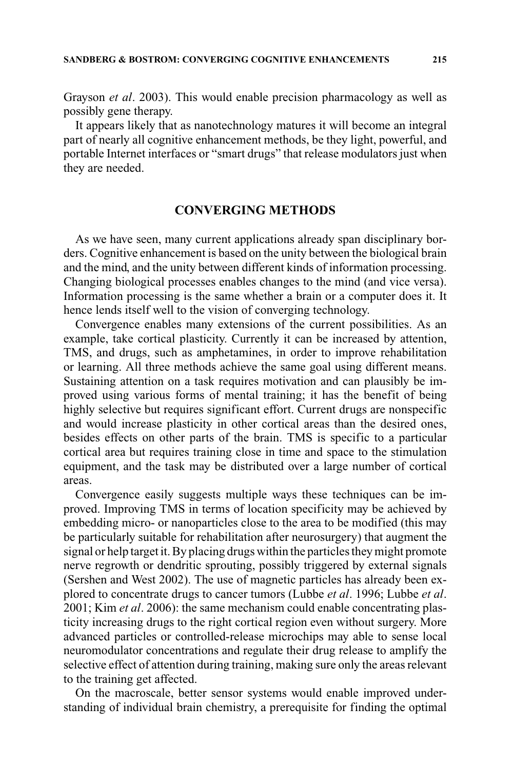Grayson *et al*. 2003). This would enable precision pharmacology as well as possibly gene therapy.

It appears likely that as nanotechnology matures it will become an integral part of nearly all cognitive enhancement methods, be they light, powerful, and portable Internet interfaces or "smart drugs" that release modulators just when they are needed.

## CONVERGING METHODS

As we have seen, many current applications already span disciplinary borders. Cognitive enhancement is based on the unity between the biological brain and the mind, and the unity between different kinds of information processing. Changing biological processes enables changes to the mind (and vice versa). Information processing is the same whether a brain or a computer does it. It hence lends itself well to the vision of converging technology.

Convergence enables many extensions of the current possibilities. As an example, take cortical plasticity. Currently it can be increased by attention, TMS, and drugs, such as amphetamines, in order to improve rehabilitation or learning. All three methods achieve the same goal using different means. Sustaining attention on a task requires motivation and can plausibly be improved using various forms of mental training; it has the benefit of being highly selective but requires significant effort. Current drugs are nonspecific and would increase plasticity in other cortical areas than the desired ones, besides effects on other parts of the brain. TMS is specific to a particular cortical area but requires training close in time and space to the stimulation equipment, and the task may be distributed over a large number of cortical areas.

Convergence easily suggests multiple ways these techniques can be improved. Improving TMS in terms of location specificity may be achieved by embedding micro- or nanoparticles close to the area to be modified (this may be particularly suitable for rehabilitation after neurosurgery) that augment the signal or help target it. By placing drugs within the particles they might promote nerve regrowth or dendritic sprouting, possibly triggered by external signals (Sershen and West 2002). The use of magnetic particles has already been explored to concentrate drugs to cancer tumors (Lubbe *et al*. 1996; Lubbe *et al*. 2001; Kim *et al*. 2006): the same mechanism could enable concentrating plasticity increasing drugs to the right cortical region even without surgery. More advanced particles or controlled-release microchips may able to sense local neuromodulator concentrations and regulate their drug release to amplify the selective effect of attention during training, making sure only the areas relevant to the training get affected.

On the macroscale, better sensor systems would enable improved understanding of individual brain chemistry, a prerequisite for finding the optimal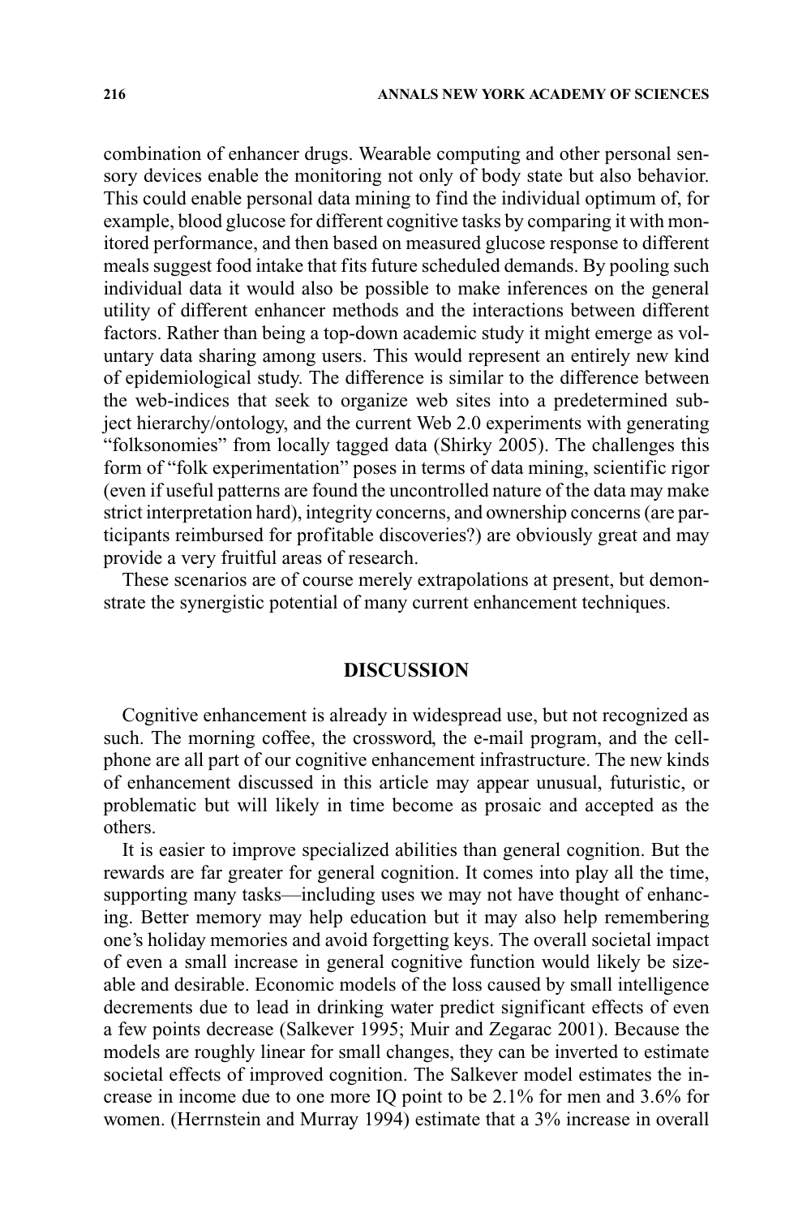combination of enhancer drugs. Wearable computing and other personal sensory devices enable the monitoring not only of body state but also behavior. This could enable personal data mining to find the individual optimum of, for example, blood glucose for different cognitive tasks by comparing it with monitored performance, and then based on measured glucose response to different meals suggest food intake that fits future scheduled demands. By pooling such individual data it would also be possible to make inferences on the general utility of different enhancer methods and the interactions between different factors. Rather than being a top-down academic study it might emerge as voluntary data sharing among users. This would represent an entirely new kind of epidemiological study. The difference is similar to the difference between the web-indices that seek to organize web sites into a predetermined subject hierarchy/ontology, and the current Web 2.0 experiments with generating "folksonomies" from locally tagged data (Shirky 2005). The challenges this form of "folk experimentation" poses in terms of data mining, scientific rigor (even if useful patterns are found the uncontrolled nature of the data may make strict interpretation hard), integrity concerns, and ownership concerns (are participants reimbursed for profitable discoveries?) are obviously great and may provide a very fruitful areas of research.

These scenarios are of course merely extrapolations at present, but demonstrate the synergistic potential of many current enhancement techniques.

## DISCUSSION

Cognitive enhancement is already in widespread use, but not recognized as such. The morning coffee, the crossword, the e-mail program, and the cellphone are all part of our cognitive enhancement infrastructure. The new kinds of enhancement discussed in this article may appear unusual, futuristic, or problematic but will likely in time become as prosaic and accepted as the others.

It is easier to improve specialized abilities than general cognition. But the rewards are far greater for general cognition. It comes into play all the time, supporting many tasks—including uses we may not have thought of enhancing. Better memory may help education but it may also help remembering one's holiday memories and avoid forgetting keys. The overall societal impact of even a small increase in general cognitive function would likely be sizeable and desirable. Economic models of the loss caused by small intelligence decrements due to lead in drinking water predict significant effects of even a few points decrease (Salkever 1995; Muir and Zegarac 2001). Because the models are roughly linear for small changes, they can be inverted to estimate societal effects of improved cognition. The Salkever model estimates the increase in income due to one more IQ point to be 2.1% for men and 3.6% for women. (Herrnstein and Murray 1994) estimate that a 3% increase in overall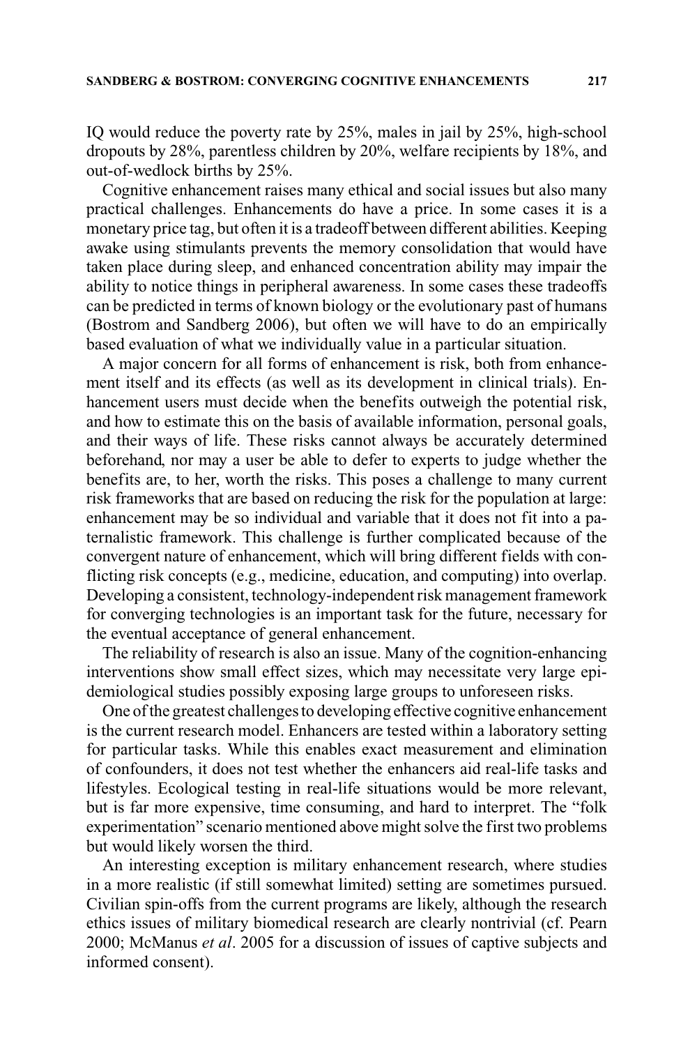IQ would reduce the poverty rate by 25%, males in jail by 25%, high-school dropouts by 28%, parentless children by 20%, welfare recipients by 18%, and out-of-wedlock births by 25%.

Cognitive enhancement raises many ethical and social issues but also many practical challenges. Enhancements do have a price. In some cases it is a monetary price tag, but often it is a tradeoff between different abilities. Keeping awake using stimulants prevents the memory consolidation that would have taken place during sleep, and enhanced concentration ability may impair the ability to notice things in peripheral awareness. In some cases these tradeoffs can be predicted in terms of known biology or the evolutionary past of humans (Bostrom and Sandberg 2006), but often we will have to do an empirically based evaluation of what we individually value in a particular situation.

A major concern for all forms of enhancement is risk, both from enhancement itself and its effects (as well as its development in clinical trials). Enhancement users must decide when the benefits outweigh the potential risk, and how to estimate this on the basis of available information, personal goals, and their ways of life. These risks cannot always be accurately determined beforehand, nor may a user be able to defer to experts to judge whether the benefits are, to her, worth the risks. This poses a challenge to many current risk frameworks that are based on reducing the risk for the population at large: enhancement may be so individual and variable that it does not fit into a paternalistic framework. This challenge is further complicated because of the convergent nature of enhancement, which will bring different fields with conflicting risk concepts (e.g., medicine, education, and computing) into overlap. Developing a consistent, technology-independent risk management framework for converging technologies is an important task for the future, necessary for the eventual acceptance of general enhancement.

The reliability of research is also an issue. Many of the cognition-enhancing interventions show small effect sizes, which may necessitate very large epidemiological studies possibly exposing large groups to unforeseen risks.

One of the greatest challenges to developing effective cognitive enhancement is the current research model. Enhancers are tested within a laboratory setting for particular tasks. While this enables exact measurement and elimination of confounders, it does not test whether the enhancers aid real-life tasks and lifestyles. Ecological testing in real-life situations would be more relevant, but is far more expensive, time consuming, and hard to interpret. The "folk experimentation" scenario mentioned above might solve the first two problems but would likely worsen the third.

An interesting exception is military enhancement research, where studies in a more realistic (if still somewhat limited) setting are sometimes pursued. Civilian spin-offs from the current programs are likely, although the research ethics issues of military biomedical research are clearly nontrivial (cf. Pearn 2000; McManus *et al*. 2005 for a discussion of issues of captive subjects and informed consent).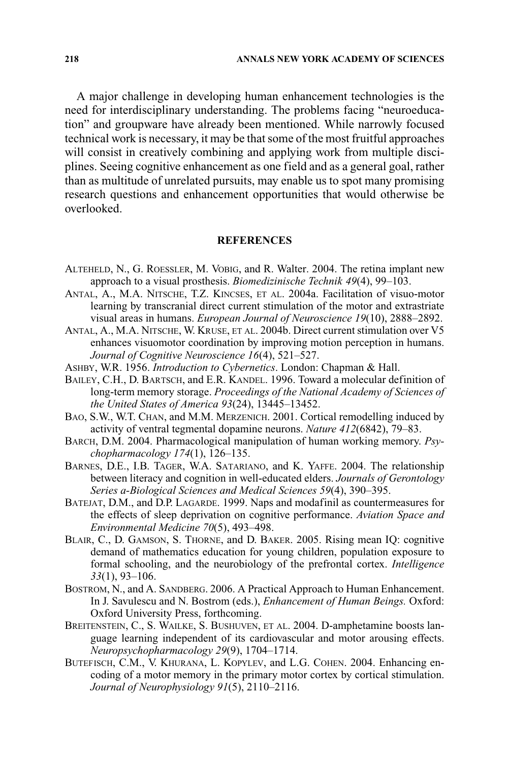A major challenge in developing human enhancement technologies is the need for interdisciplinary understanding. The problems facing "neuroeducation" and groupware have already been mentioned. While narrowly focused technical work is necessary, it may be that some of the most fruitful approaches will consist in creatively combining and applying work from multiple disciplines. Seeing cognitive enhancement as one field and as a general goal, rather than as multitude of unrelated pursuits, may enable us to spot many promising research questions and enhancement opportunities that would otherwise be overlooked.

## REFERENCES

ALTEHELD, N., G. ROESSLER, M. VOBIG, and R. Walter. 2004. The retina implant new approach to a visual prosthesis. *Biomedizinische Technik 49*(4), 99–103.

ANTAL, A., M.A. NITSCHE, T.Z. KINCSES, ET AL. 2004a. Facilitation of visuo-motor learning by transcranial direct current stimulation of the motor and extrastriate visual areas in humans. *European Journal of Neuroscience 19*(10), 2888–2892.

ANTAL, A., M.A. NITSCHE, W. KRUSE, ET AL. 2004b. Direct current stimulation over V5 enhances visuomotor coordination by improving motion perception in humans. *Journal of Cognitive Neuroscience 16*(4), 521–527.

ASHBY, W.R. 1956. *Introduction to Cybernetics*. London: Chapman & Hall.

BAILEY, C.H., D. BARTSCH, and E.R. KANDEL. 1996. Toward a molecular definition of long-term memory storage. *Proceedings of the National Academy of Sciences of the United States of America 93*(24), 13445–13452.

BAO, S.W., W.T. CHAN, and M.M. MERZENICH. 2001. Cortical remodelling induced by activity of ventral tegmental dopamine neurons. *Nature 412*(6842), 79–83.

BARCH, D.M. 2004. Pharmacological manipulation of human working memory. *Psychopharmacology 174*(1), 126–135.

BARNES, D.E., I.B. TAGER, W.A. SATARIANO, and K. YAFFE. 2004. The relationship between literacy and cognition in well-educated elders. *Journals of Gerontology Series a-Biological Sciences and Medical Sciences 59*(4), 390–395.

BATEJAT, D.M., and D.P. LAGARDE. 1999. Naps and modafinil as countermeasures for the effects of sleep deprivation on cognitive performance. *Aviation Space and Environmental Medicine 70*(5), 493–498.

BLAIR, C., D. GAMSON, S. THORNE, and D. BAKER. 2005. Rising mean IQ: cognitive demand of mathematics education for young children, population exposure to formal schooling, and the neurobiology of the prefrontal cortex. *Intelligence 33*(1), 93–106.

BOSTROM, N., and A. SANDBERG. 2006. A Practical Approach to Human Enhancement. In J. Savulescu and N. Bostrom (eds.), *Enhancement of Human Beings.* Oxford: Oxford University Press, forthcoming.

BREITENSTEIN, C., S. WAILKE, S. BUSHUVEN, ET AL. 2004. D-amphetamine boosts language learning independent of its cardiovascular and motor arousing effects. *Neuropsychopharmacology 29*(9), 1704–1714.

BUTEFISCH, C.M., V. KHURANA, L. KOPYLEV, and L.G. COHEN. 2004. Enhancing encoding of a motor memory in the primary motor cortex by cortical stimulation. *Journal of Neurophysiology 91*(5), 2110–2116.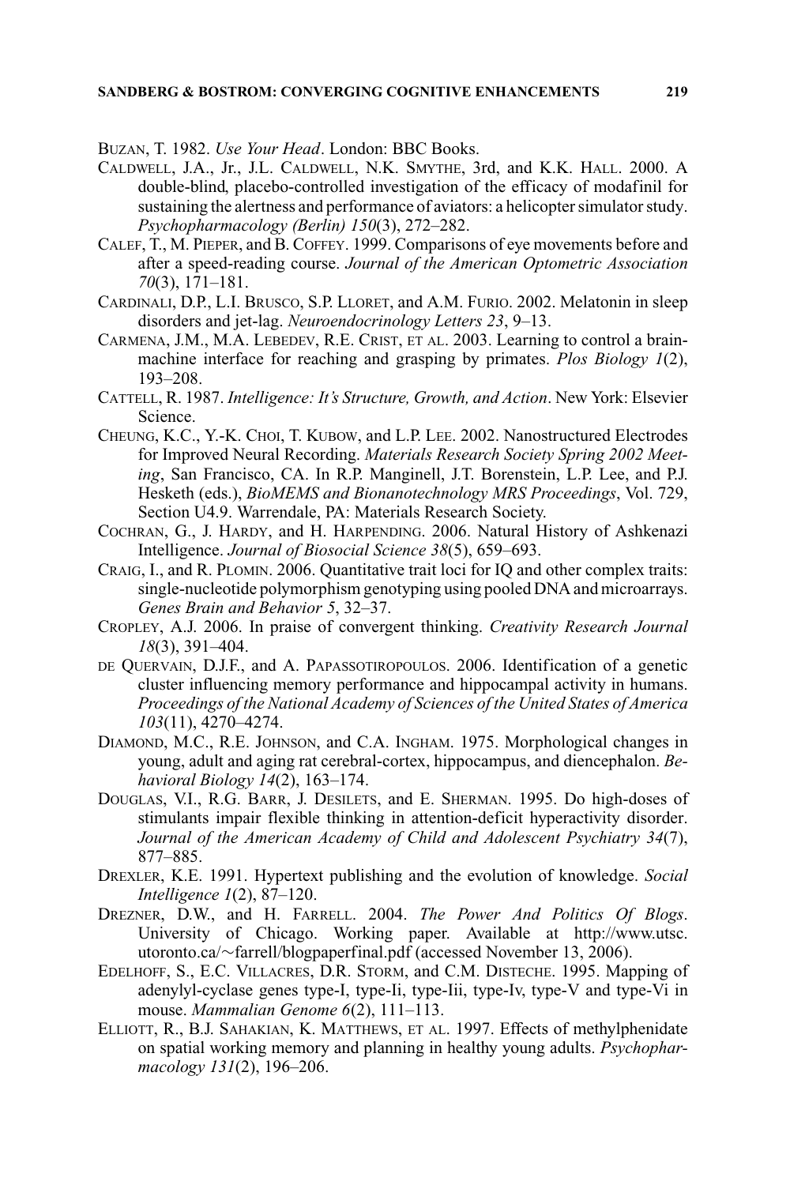BUZAN, T. 1982. *Use Your Head*. London: BBC Books.

CALDWELL, J.A., Jr., J.L. CALDWELL, N.K. SMYTHE, 3rd, and K.K. HALL. 2000. A double-blind, placebo-controlled investigation of the efficacy of modafinil for sustaining the alertness and performance of aviators: a helicopter simulator study. *Psychopharmacology (Berlin) 150*(3), 272–282.

CALEF, T., M. PIEPER, and B. COFFEY. 1999. Comparisons of eye movements before and after a speed-reading course. *Journal of the American Optometric Association 70*(3), 171–181.

CARDINALI, D.P., L.I. BRUSCO, S.P. LLORET, and A.M. FURIO. 2002. Melatonin in sleep disorders and jet-lag. *Neuroendocrinology Letters 23*, 9–13.

CARMENA, J.M., M.A. LEBEDEV, R.E. CRIST, ET AL. 2003. Learning to control a brain-machine interface for reaching and grasping by primates. *Plos Biology 1*(2), 193–208.

CATTELL, R. 1987. *Intelligence: It's Structure, Growth, and Action*. New York: Elsevier Science.

CHEUNG, K.C., Y.-K. CHOI, T. KUBOW, and L.P. LEE. 2002. Nanostructured Electrodes for Improved Neural Recording. *Materials Research Society Spring 2002 Meeting*, San Francisco, CA. In R.P. Manginell, J.T. Borenstein, L.P. Lee, and P.J. Hesketh (eds.), *BioMEMS and Bionanotechnology MRS Proceedings*, Vol. 729, Section U4.9. Warrendale, PA: Materials Research Society.

COCHRAN, G., J. HARDY, and H. HARPENDING. 2006. Natural History of Ashkenazi Intelligence. *Journal of Biosocial Science 38*(5), 659–693.

CRAIG, I., and R. PLOMIN. 2006. Quantitative trait loci for IQ and other complex traits: single-nucleotide polymorphism genotyping using pooled DNA and microarrays. *Genes Brain and Behavior 5*, 32–37.

CROPLEY, A.J. 2006. In praise of convergent thinking. *Creativity Research Journal 18*(3), 391–404.

DE QUERVAIN, D.J.F., and A. PAPASSOTIROPOULOS. 2006. Identification of a genetic cluster influencing memory performance and hippocampal activity in humans. *Proceedings of the National Academy of Sciences of the United States of America 103*(11), 4270–4274.

DIAMOND, M.C., R.E. JOHNSON, and C.A. INGHAM. 1975. Morphological changes in young, adult and aging rat cerebral-cortex, hippocampus, and diencephalon. *Behavioral Biology 14*(2), 163–174.

DOUGLAS, V.I., R.G. BARR, J. DESILETS, and E. SHERMAN. 1995. Do high-doses of stimulants impair flexible thinking in attention-deficit hyperactivity disorder. *Journal of the American Academy of Child and Adolescent Psychiatry 34*(7), 877–885.

DREXLER, K.E. 1991. Hypertext publishing and the evolution of knowledge. *Social Intelligence 1*(2), 87–120.

DREZNER, D.W., and H. FARRELL. 2004. *The Power And Politics Of Blogs*. University of Chicago. Working paper. Available at http://www.utsc.utoronto.ca/~farrell/blogpaperfinal.pdf (accessed November 13, 2006).

EDELHOFF, S., E.C. VILLACRES, D.R. STORM, and C.M. DISTECHE. 1995. Mapping of adenylyl-cyclase genes type-I, type-Ii, type-Iii, type-Iv, type-V and type-Vi in mouse. *Mammalian Genome 6*(2), 111–113.

ELLIOTT, R., B.J. SAHAKIAN, K. MATTHEWS, ET AL. 1997. Effects of methylphenidate on spatial working memory and planning in healthy young adults. *Psychopharmacology 131*(2), 196–206.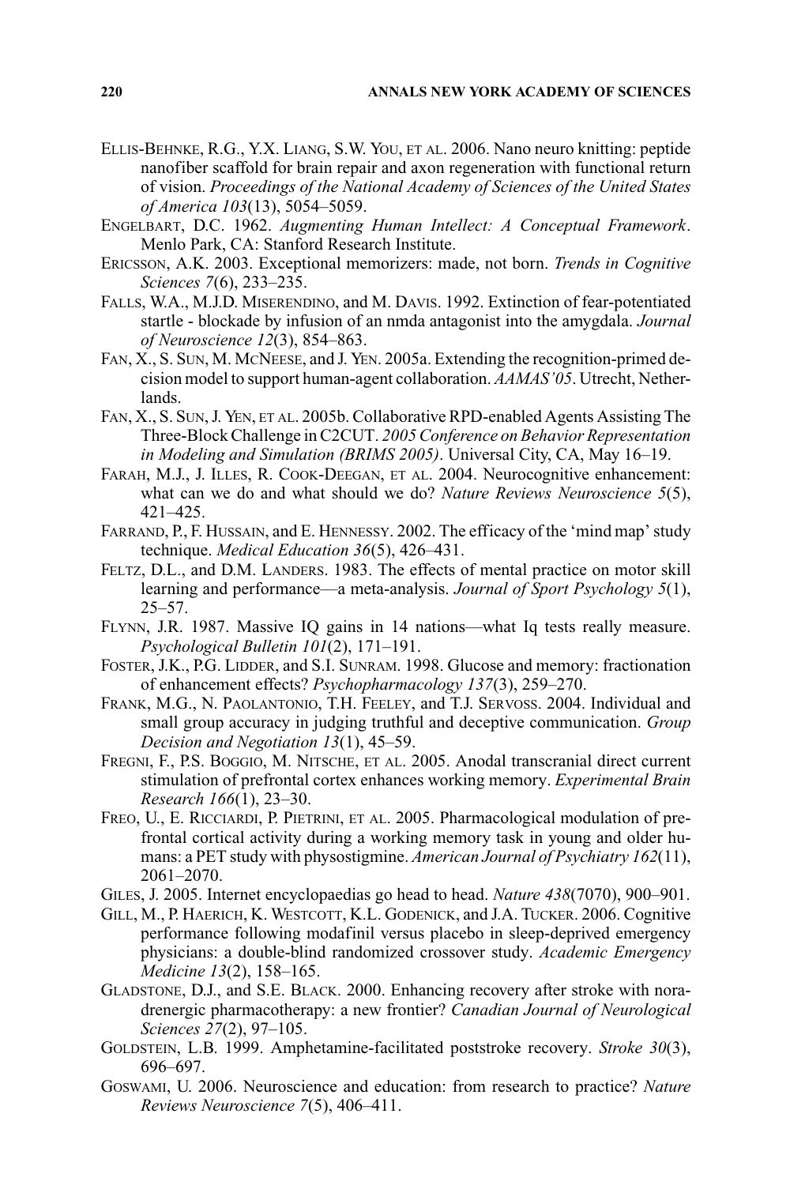ELLIS-BEHNKE, R.G., Y.X. LIANG, S.W. YOU, ET AL. 2006. Nano neuro knitting: peptide nanofiber scaffold for brain repair and axon regeneration with functional return of vision. *Proceedings of the National Academy of Sciences of the United States of America 103*(13), 5054–5059.

ENGELBART, D.C. 1962. *Augmenting Human Intellect: A Conceptual Framework*. Menlo Park, CA: Stanford Research Institute.

ERICSSON, A.K. 2003. Exceptional memorizers: made, not born. *Trends in Cognitive Sciences 7*(6), 233–235.

FALLS, W.A., M.J.D. MISERENDINO, and M. DAVIS. 1992. Extinction of fear-potentiated startle - blockade by infusion of an nmda antagonist into the amygdala. *Journal of Neuroscience 12*(3), 854–863.

FAN, X., S. SUN, M. MCNEESE, and J. YEN. 2005a. Extending the recognition-primed decision model to support human-agent collaboration. *AAMAS'05*. Utrecht, Netherlands.

FAN, X., S. SUN, J. YEN, ET AL. 2005b. Collaborative RPD-enabled Agents Assisting The Three-Block Challenge in C2CUT. *2005 Conference on Behavior Representation in Modeling and Simulation (BRIMS 2005)*. Universal City, CA, May 16–19.

FARAH, M.J., J. ILLES, R. COOK-DEEGAN, ET AL. 2004. Neurocognitive enhancement: what can we do and what should we do? *Nature Reviews Neuroscience 5*(5), 421–425.

FARRAND, P., F. HUSSAIN, and E. HENNESSY. 2002. The efficacy of the 'mind map' study technique. *Medical Education 36*(5), 426–431.

FELTZ, D.L., and D.M. LANDERS. 1983. The effects of mental practice on motor skill learning and performance—a meta-analysis. *Journal of Sport Psychology 5*(1), 25–57.

FLYNN, J.R. 1987. Massive IQ gains in 14 nations—what Iq tests really measure. *Psychological Bulletin 101*(2), 171–191.

FOSTER, J.K., P.G. LIDDER, and S.I. SUNRAM. 1998. Glucose and memory: fractionation of enhancement effects? *Psychopharmacology 137*(3), 259–270.

FRANK, M.G., N. PAOLANTONIO, T.H. FEELEY, and T.J. SERVOSS. 2004. Individual and small group accuracy in judging truthful and deceptive communication. *Group Decision and Negotiation 13*(1), 45–59.

FREGNI, F., P.S. BOGGIO, M. NITSCHE, ET AL. 2005. Anodal transcranial direct current stimulation of prefrontal cortex enhances working memory. *Experimental Brain Research 166*(1), 23–30.

FREO, U., E. RICCIARDI, P. PIETRINI, ET AL. 2005. Pharmacological modulation of prefrontal cortical activity during a working memory task in young and older humans: a PET study with physostigmine. *American Journal of Psychiatry 162*(11), 2061–2070.

GILES, J. 2005. Internet encyclopaedias go head to head. *Nature 438*(7070), 900–901.

GILL, M., P. HAERICH, K. WESTCOTT, K.L. GODENICK, and J.A. TUCKER. 2006. Cognitive performance following modafinil versus placebo in sleep-deprived emergency physicians: a double-blind randomized crossover study. *Academic Emergency Medicine 13*(2), 158–165.

GLADSTONE, D.J., and S.E. BLACK. 2000. Enhancing recovery after stroke with noradrenergic pharmacotherapy: a new frontier? *Canadian Journal of Neurological Sciences 27*(2), 97–105.

GOLDSTEIN, L.B. 1999. Amphetamine-facilitated poststroke recovery. *Stroke 30*(3), 696–697.

GOSWAMI, U. 2006. Neuroscience and education: from research to practice? *Nature Reviews Neuroscience 7*(5), 406–411.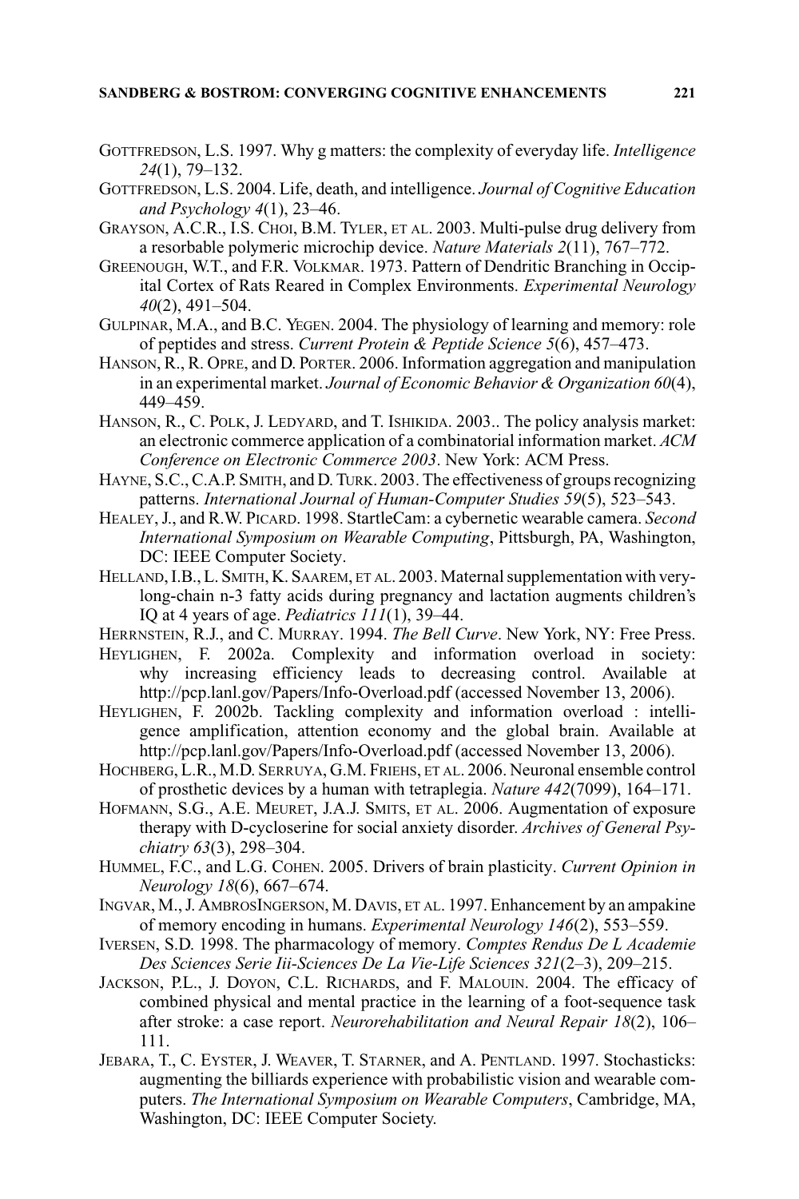GOTTFREDSON, L.S. 1997. Why g matters: the complexity of everyday life. *Intelligence 24*(1), 79–132.

GOTTFREDSON, L.S. 2004. Life, death, and intelligence. *Journal of Cognitive Education and Psychology 4*(1), 23–46.

GRAYSON, A.C.R., I.S. CHOI, B.M. TYLER, ET AL. 2003. Multi-pulse drug delivery from a resorbable polymeric microchip device. *Nature Materials 2*(11), 767–772.

GREENOUGH, W.T., and F.R. VOLKMAR. 1973. Pattern of Dendritic Branching in Occipital Cortex of Rats Reared in Complex Environments. *Experimental Neurology 40*(2), 491–504.

GULPINAR, M.A., and B.C. YEGEN. 2004. The physiology of learning and memory: role of peptides and stress. *Current Protein & Peptide Science 5*(6), 457–473.

HANSON, R., R. OPRE, and D. PORTER. 2006. Information aggregation and manipulation in an experimental market. *Journal of Economic Behavior & Organization 60*(4), 449–459.

HANSON, R., C. POLK, J. LEDYARD, and T. ISHIKIDA. 2003.. The policy analysis market: an electronic commerce application of a combinatorial information market. *ACM Conference on Electronic Commerce 2003*. New York: ACM Press.

HAYNE, S.C., C.A.P. SMITH, and D. TURK. 2003. The effectiveness of groups recognizing patterns. *International Journal of Human-Computer Studies 59*(5), 523–543.

HEALEY, J., and R.W. PICARD. 1998. StartleCam: a cybernetic wearable camera. *Second International Symposium on Wearable Computing*, Pittsburgh, PA, Washington, DC: IEEE Computer Society.

HELLAND, I.B., L. SMITH, K. SAAREM, ET AL. 2003. Maternal supplementation with very-long-chain n-3 fatty acids during pregnancy and lactation augments children's IQ at 4 years of age. *Pediatrics 111*(1), 39–44.

HERRNSTEIN, R.J., and C. MURRAY. 1994. *The Bell Curve*. New York, NY: Free Press.

HEYLIGHEN, F. 2002a. Complexity and information overload in society: why increasing efficiency leads to decreasing control. Available at http://pcp.lanl.gov/Papers/Info-Overload.pdf (accessed November 13, 2006).

HEYLIGHEN, F. 2002b. Tackling complexity and information overload : intelligence amplification, attention economy and the global brain. Available at http://pcp.lanl.gov/Papers/Info-Overload.pdf (accessed November 13, 2006).

HOCHBERG, L.R., M.D. SERRUYA, G.M. FRIEHS, ET AL. 2006. Neuronal ensemble control of prosthetic devices by a human with tetraplegia. *Nature 442*(7099), 164–171.

HOFMANN, S.G., A.E. MEURET, J.A.J. SMITS, ET AL. 2006. Augmentation of exposure therapy with D-cycloserine for social anxiety disorder. *Archives of General Psychiatry 63*(3), 298–304.

HUMMEL, F.C., and L.G. COHEN. 2005. Drivers of brain plasticity. *Current Opinion in Neurology 18*(6), 667–674.

INGVAR, M., J. AMBROSINGERSON, M. DAVIS, ET AL. 1997. Enhancement by an ampakine of memory encoding in humans. *Experimental Neurology 146*(2), 553–559.

IVERSEN, S.D. 1998. The pharmacology of memory. *Comptes Rendus De L Academie Des Sciences Serie Iii-Sciences De La Vie-Life Sciences 321*(2–3), 209–215.

JACKSON, P.L., J. DOYON, C.L. RICHARDS, and F. MALOUIN. 2004. The efficacy of combined physical and mental practice in the learning of a foot-sequence task after stroke: a case report. *Neurorehabilitation and Neural Repair 18*(2), 106–111.

JEBARA, T., C. EYSTER, J. WEAVER, T. STARNER, and A. PENTLAND. 1997. Stochasticks: augmenting the billiards experience with probabilistic vision and wearable computers. *The International Symposium on Wearable Computers*, Cambridge, MA, Washington, DC: IEEE Computer Society.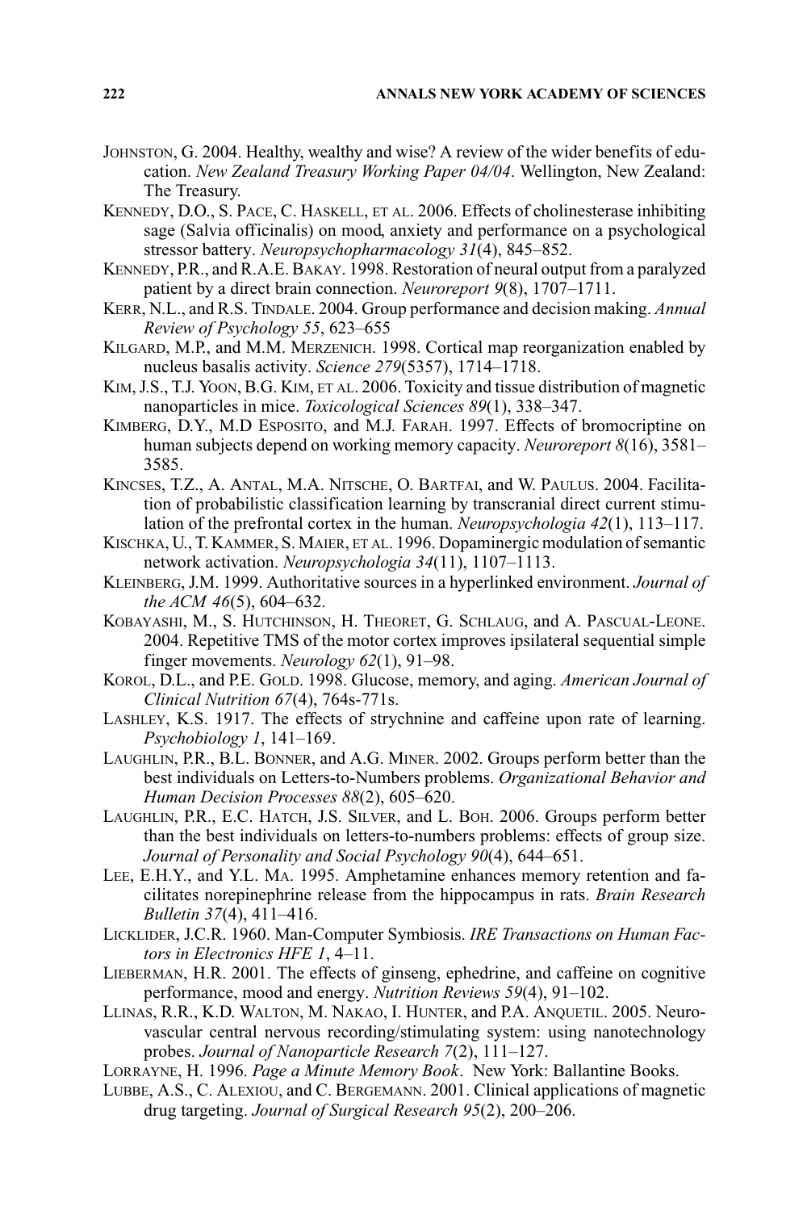Johnston, G. 2004. Healthy, wealthy and wise? A review of the wider benefits of education. *New Zealand Treasury Working Paper 04/04*. Wellington, New Zealand: The Treasury.

Kennedy, D.O., S. Pace, C. Haskell, et al. 2006. Effects of cholinesterase inhibiting sage (Salvia officinalis) on mood, anxiety and performance on a psychological stressor battery. *Neuropsychopharmacology 31*(4), 845–852.

Kennedy, P.R., and R.A.E. Bakay. 1998. Restoration of neural output from a paralyzed patient by a direct brain connection. *Neuroreport 9*(8), 1707–1711.

Kerr, N.L., and R.S. Tindale. 2004. Group performance and decision making. *Annual Review of Psychology 55*, 623–655

Kilgard, M.P., and M.M. Merzenich. 1998. Cortical map reorganization enabled by nucleus basalis activity. *Science 279*(5357), 1714–1718.

Kim, J.S., T.J. Yoon, B.G. Kim, et al. 2006. Toxicity and tissue distribution of magnetic nanoparticles in mice. *Toxicological Sciences 89*(1), 338–347.

Kimberg, D.Y., M.D Esposito, and M.J. Farah. 1997. Effects of bromocriptine on human subjects depend on working memory capacity. *Neuroreport 8*(16), 3581–3585.

Kincses, T.Z., A. Antal, M.A. Nitsche, O. Bartfai, and W. Paulus. 2004. Facilitation of probabilistic classification learning by transcranial direct current stimulation of the prefrontal cortex in the human. *Neuropsychologia 42*(1), 113–117.

Kischka, U., T. Kammer, S. Maier, et al. 1996. Dopaminergic modulation of semantic network activation. *Neuropsychologia 34*(11), 1107–1113.

Kleinberg, J.M. 1999. Authoritative sources in a hyperlinked environment. *Journal of the ACM 46*(5), 604–632.

Kobayashi, M., S. Hutchinson, H. Theoret, G. Schlaug, and A. Pascual-Leone. 2004. Repetitive TMS of the motor cortex improves ipsilateral sequential simple finger movements. *Neurology 62*(1), 91–98.

Korol, D.L., and P.E. Gold. 1998. Glucose, memory, and aging. *American Journal of Clinical Nutrition 67*(4), 764s-771s.

Lashley, K.S. 1917. The effects of strychnine and caffeine upon rate of learning. *Psychobiology 1*, 141–169.

Laughlin, P.R., B.L. Bonner, and A.G. Miner. 2002. Groups perform better than the best individuals on Letters-to-Numbers problems. *Organizational Behavior and Human Decision Processes 88*(2), 605–620.

Laughlin, P.R., E.C. Hatch, J.S. Silver, and L. Boh. 2006. Groups perform better than the best individuals on letters-to-numbers problems: effects of group size. *Journal of Personality and Social Psychology 90*(4), 644–651.

Lee, E.H.Y., and Y.L. Ma. 1995. Amphetamine enhances memory retention and facilitates norepinephrine release from the hippocampus in rats. *Brain Research Bulletin 37*(4), 411–416.

Licklider, J.C.R. 1960. Man-Computer Symbiosis. *IRE Transactions on Human Factors in Electronics HFE 1*, 4–11.

Lieberman, H.R. 2001. The effects of ginseng, ephedrine, and caffeine on cognitive performance, mood and energy. *Nutrition Reviews 59*(4), 91–102.

Llinas, R.R., K.D. Walton, M. Nakao, I. Hunter, and P.A. Anquetil. 2005. Neurovascular central nervous recording/stimulating system: using nanotechnology probes. *Journal of Nanoparticle Research 7*(2), 111–127.

Lorrayne, H. 1996. *Page a Minute Memory Book*. New York: Ballantine Books.

Lubbe, A.S., C. Alexiou, and C. Bergemann. 2001. Clinical applications of magnetic drug targeting. *Journal of Surgical Research 95*(2), 200–206.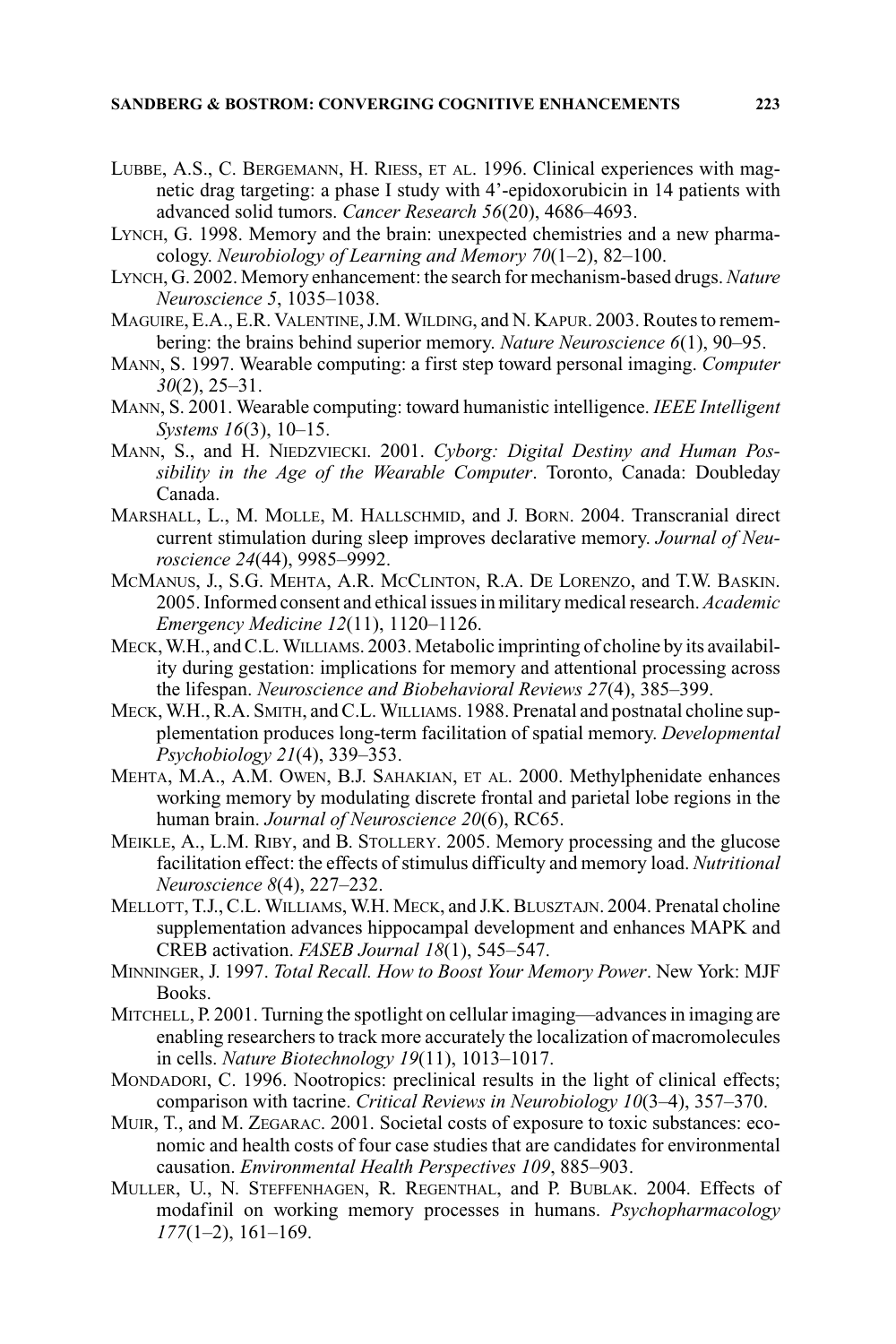Lubbe, A.S., C. Bergemann, H. Riess, et al. 1996. Clinical experiences with magnetic drag targeting: a phase I study with 4'-epidoxorubicin in 14 patients with advanced solid tumors. *Cancer Research 56*(20), 4686–4693.

Lynch, G. 1998. Memory and the brain: unexpected chemistries and a new pharmacology. *Neurobiology of Learning and Memory 70*(1–2), 82–100.

Lynch, G. 2002. Memory enhancement: the search for mechanism-based drugs. *Nature Neuroscience 5*, 1035–1038.

Maguire, E.A., E.R. Valentine, J.M. Wilding, and N. Kapur. 2003. Routes to remembering: the brains behind superior memory. *Nature Neuroscience 6*(1), 90–95.

Mann, S. 1997. Wearable computing: a first step toward personal imaging. *Computer 30*(2), 25–31.

Mann, S. 2001. Wearable computing: toward humanistic intelligence. *IEEE Intelligent Systems 16*(3), 10–15.

Mann, S., and H. Niedzviecki. 2001. *Cyborg: Digital Destiny and Human Possibility in the Age of the Wearable Computer*. Toronto, Canada: Doubleday Canada.

Marshall, L., M. Molle, M. Hallschmid, and J. Born. 2004. Transcranial direct current stimulation during sleep improves declarative memory. *Journal of Neuroscience 24*(44), 9985–9992.

McManus, J., S.G. Mehta, A.R. McClinton, R.A. De Lorenzo, and T.W. Baskin. 2005. Informed consent and ethical issues in military medical research. *Academic Emergency Medicine 12*(11), 1120–1126.

Meck, W.H., and C.L. Williams. 2003. Metabolic imprinting of choline by its availability during gestation: implications for memory and attentional processing across the lifespan. *Neuroscience and Biobehavioral Reviews 27*(4), 385–399.

Meck, W.H., R.A. Smith, and C.L. Williams. 1988. Prenatal and postnatal choline supplementation produces long-term facilitation of spatial memory. *Developmental Psychobiology 21*(4), 339–353.

Mehta, M.A., A.M. Owen, B.J. Sahakian, et al. 2000. Methylphenidate enhances working memory by modulating discrete frontal and parietal lobe regions in the human brain. *Journal of Neuroscience 20*(6), RC65.

Meikle, A., L.M. Riby, and B. Stollery. 2005. Memory processing and the glucose facilitation effect: the effects of stimulus difficulty and memory load. *Nutritional Neuroscience 8*(4), 227–232.

Mellott, T.J., C.L. Williams, W.H. Meck, and J.K. Blusztajn. 2004. Prenatal choline supplementation advances hippocampal development and enhances MAPK and CREB activation. *FASEB Journal 18*(1), 545–547.

Minninger, J. 1997. *Total Recall. How to Boost Your Memory Power*. New York: MJF Books.

Mitchell, P. 2001. Turning the spotlight on cellular imaging—advances in imaging are enabling researchers to track more accurately the localization of macromolecules in cells. *Nature Biotechnology 19*(11), 1013–1017.

Mondadori, C. 1996. Nootropics: preclinical results in the light of clinical effects; comparison with tacrine. *Critical Reviews in Neurobiology 10*(3–4), 357–370.

Muir, T., and M. Zegarac. 2001. Societal costs of exposure to toxic substances: economic and health costs of four case studies that are candidates for environmental causation. *Environmental Health Perspectives 109*, 885–903.

Muller, U., N. Steffenhagen, R. Regenthal, and P. Bublak. 2004. Effects of modafinil on working memory processes in humans. *Psychopharmacology 177*(1–2), 161–169.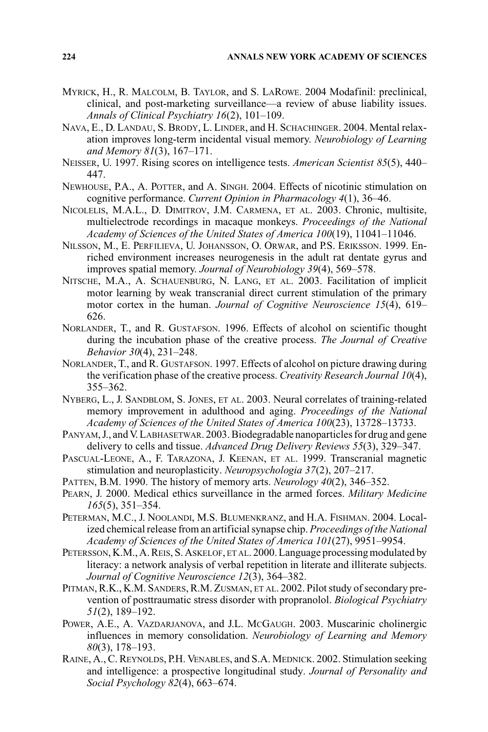MYRICK, H., R. MALCOLM, B. TAYLOR, and S. LAROWE. 2004 Modafinil: preclinical, clinical, and post-marketing surveillance—a review of abuse liability issues. *Annals of Clinical Psychiatry 16*(2), 101–109.

NAVA, E., D. LANDAU, S. BRODY, L. LINDER, and H. SCHACHINGER. 2004. Mental relaxation improves long-term incidental visual memory. *Neurobiology of Learning and Memory 81*(3), 167–171.

NEISSER, U. 1997. Rising scores on intelligence tests. *American Scientist 85*(5), 440–447.

NEWHOUSE, P.A., A. POTTER, and A. SINGH. 2004. Effects of nicotinic stimulation on cognitive performance. *Current Opinion in Pharmacology 4*(1), 36–46.

NICOLELIS, M.A.L., D. DIMITROV, J.M. CARMENA, ET AL. 2003. Chronic, multisite, multielectrode recordings in macaque monkeys. *Proceedings of the National Academy of Sciences of the United States of America 100*(19), 11041–11046.

NILSSON, M., E. PERFILIEVA, U. JOHANSSON, O. ORWAR, and P.S. ERIKSSON. 1999. Enriched environment increases neurogenesis in the adult rat dentate gyrus and improves spatial memory. *Journal of Neurobiology 39*(4), 569–578.

NITSCHE, M.A., A. SCHAUENBURG, N. LANG, ET AL. 2003. Facilitation of implicit motor learning by weak transcranial direct current stimulation of the primary motor cortex in the human. *Journal of Cognitive Neuroscience 15*(4), 619–626.

NORLANDER, T., and R. GUSTAFSON. 1996. Effects of alcohol on scientific thought during the incubation phase of the creative process. *The Journal of Creative Behavior 30*(4), 231–248.

NORLANDER, T., and R. GUSTAFSON. 1997. Effects of alcohol on picture drawing during the verification phase of the creative process. *Creativity Research Journal 10*(4), 355–362.

NYBERG, L., J. SANDBLOM, S. JONES, ET AL. 2003. Neural correlates of training-related memory improvement in adulthood and aging. *Proceedings of the National Academy of Sciences of the United States of America 100*(23), 13728–13733.

PANYAM, J., and V. LABHASETWAR. 2003. Biodegradable nanoparticles for drug and gene delivery to cells and tissue. *Advanced Drug Delivery Reviews 55*(3), 329–347.

PASCUAL-LEONE, A., F. TARAZONA, J. KEENAN, ET AL. 1999. Transcranial magnetic stimulation and neuroplasticity. *Neuropsychologia 37*(2), 207–217.

PATTEN, B.M. 1990. The history of memory arts. *Neurology 40*(2), 346–352.

PEARN, J. 2000. Medical ethics surveillance in the armed forces. *Military Medicine 165*(5), 351–354.

PETERMAN, M.C., J. NOOLANDI, M.S. BLUMENKRANZ, and H.A. FISHMAN. 2004. Localized chemical release from an artificial synapse chip. *Proceedings of the National Academy of Sciences of the United States of America 101*(27), 9951–9954.

PETERSSON, K.M., A. REIS, S. ASKELOF, ET AL. 2000. Language processing modulated by literacy: a network analysis of verbal repetition in literate and illiterate subjects. *Journal of Cognitive Neuroscience 12*(3), 364–382.

PITMAN, R.K., K.M. SANDERS, R.M. ZUSMAN, ET AL. 2002. Pilot study of secondary prevention of posttraumatic stress disorder with propranolol. *Biological Psychiatry 51*(2), 189–192.

POWER, A.E., A. VAZDARJANOVA, and J.L. MCGAUGH. 2003. Muscarinic cholinergic influences in memory consolidation. *Neurobiology of Learning and Memory 80*(3), 178–193.

RAINE, A., C. REYNOLDS, P.H. VENABLES, and S.A. MEDNICK. 2002. Stimulation seeking and intelligence: a prospective longitudinal study. *Journal of Personality and Social Psychology 82*(4), 663–674.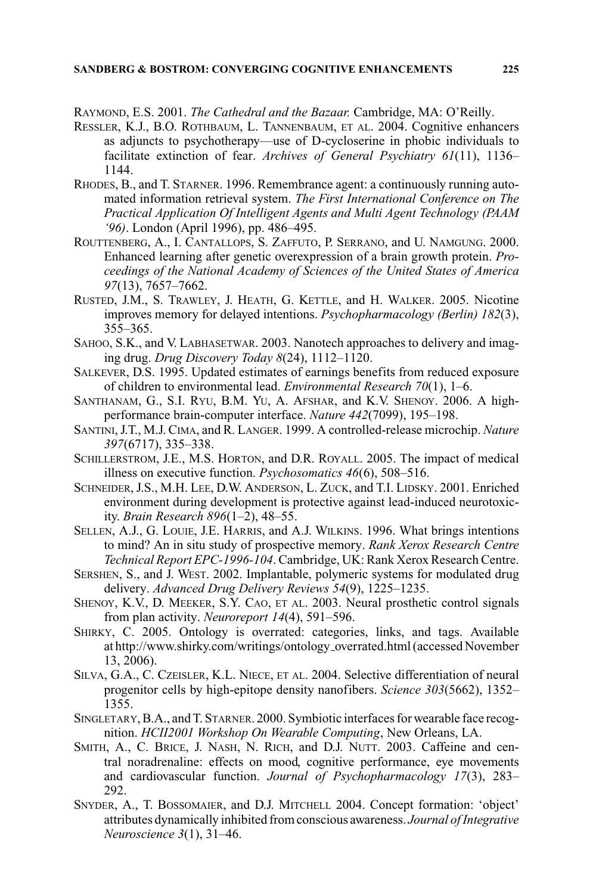RAYMOND, E.S. 2001. *The Cathedral and the Bazaar.* Cambridge, MA: O'Reilly.

RESSLER, K.J., B.O. ROTHBAUM, L. TANNENBAUM, ET AL. 2004. Cognitive enhancers as adjuncts to psychotherapy—use of D-cycloserine in phobic individuals to facilitate extinction of fear. *Archives of General Psychiatry 61*(11), 1136–1144.

RHODES, B., and T. STARNER. 1996. Remembrance agent: a continuously running automated information retrieval system. *The First International Conference on The Practical Application Of Intelligent Agents and Multi Agent Technology (PAAM '96)*. London (April 1996), pp. 486–495.

ROUTTENBERG, A., I. CANTALLOPS, S. ZAFFUTO, P. SERRANO, and U. NAMGUNG. 2000. Enhanced learning after genetic overexpression of a brain growth protein. *Proceedings of the National Academy of Sciences of the United States of America 97*(13), 7657–7662.

RUSTED, J.M., S. TRAWLEY, J. HEATH, G. KETTLE, and H. WALKER. 2005. Nicotine improves memory for delayed intentions. *Psychopharmacology (Berlin) 182*(3), 355–365.

SAHOO, S.K., and V. LABHASETWAR. 2003. Nanotech approaches to delivery and imaging drug. *Drug Discovery Today 8*(24), 1112–1120.

SALKEVER, D.S. 1995. Updated estimates of earnings benefits from reduced exposure of children to environmental lead. *Environmental Research 70*(1), 1–6.

SANTHANAM, G., S.I. RYU, B.M. YU, A. AFSHAR, and K.V. SHENOY. 2006. A high-performance brain-computer interface. *Nature 442*(7099), 195–198.

SANTINI, J.T., M.J. CIMA, and R. LANGER. 1999. A controlled-release microchip. *Nature 397*(6717), 335–338.

SCHILLERSTROM, J.E., M.S. HORTON, and D.R. ROYALL. 2005. The impact of medical illness on executive function. *Psychosomatics 46*(6), 508–516.

SCHNEIDER, J.S., M.H. LEE, D.W. ANDERSON, L. ZUCK, and T.I. LIDSKY. 2001. Enriched environment during development is protective against lead-induced neurotoxicity. *Brain Research 896*(1–2), 48–55.

SELLEN, A.J., G. LOUIE, J.E. HARRIS, and A.J. WILKINS. 1996. What brings intentions to mind? An in situ study of prospective memory. *Rank Xerox Research Centre Technical Report EPC-1996-104*. Cambridge, UK: Rank Xerox Research Centre.

SERSHEN, S., and J. WEST. 2002. Implantable, polymeric systems for modulated drug delivery. *Advanced Drug Delivery Reviews 54*(9), 1225–1235.

SHENOY, K.V., D. MEEKER, S.Y. CAO, ET AL. 2003. Neural prosthetic control signals from plan activity. *Neuroreport 14*(4), 591–596.

SHIRKY, C. 2005. Ontology is overrated: categories, links, and tags. Available at http://www.shirky.com/writings/ontology_overrated.html (accessed November 13, 2006).

SILVA, G.A., C. CZEISLER, K.L. NIECE, ET AL. 2004. Selective differentiation of neural progenitor cells by high-epitope density nanofibers. *Science 303*(5662), 1352–1355.

SINGLETARY, B.A., and T. STARNER. 2000. Symbiotic interfaces for wearable face recognition. *HCII2001 Workshop On Wearable Computing*, New Orleans, LA.

SMITH, A., C. BRICE, J. NASH, N. RICH, and D.J. NUTT. 2003. Caffeine and central noradrenaline: effects on mood, cognitive performance, eye movements and cardiovascular function. *Journal of Psychopharmacology 17*(3), 283–292.

SNYDER, A., T. BOSSOMAIER, and D.J. MITCHELL 2004. Concept formation: 'object' attributes dynamically inhibited from conscious awareness. *Journal of Integrative Neuroscience 3*(1), 31–46.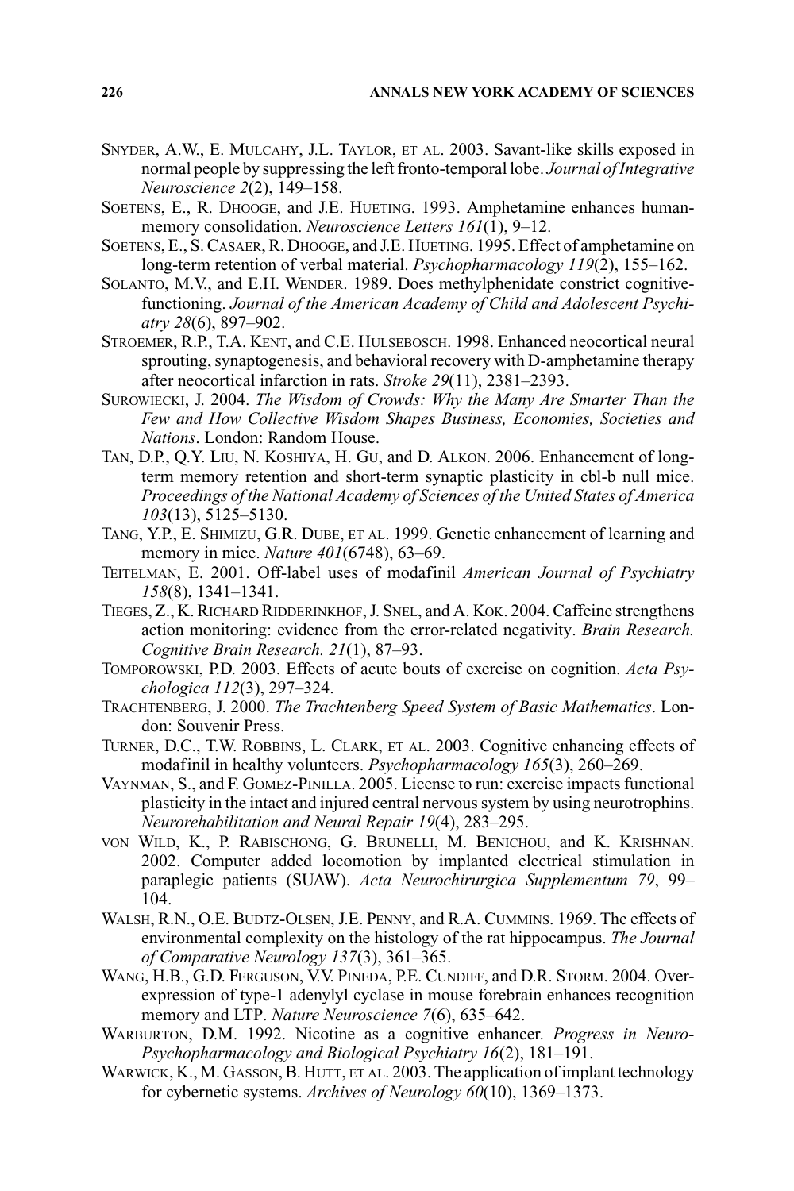SNYDER, A.W., E. MULCAHY, J.L. TAYLOR, ET AL. 2003. Savant-like skills exposed in normal people by suppressing the left fronto-temporal lobe. *Journal of Integrative Neuroscience 2*(2), 149–158.

SOETENS, E., R. DHOOGE, and J.E. HUETING. 1993. Amphetamine enhances human-memory consolidation. *Neuroscience Letters 161*(1), 9–12.

SOETENS, E., S. CASAER, R. DHOOGE, and J.E. HUETING. 1995. Effect of amphetamine on long-term retention of verbal material. *Psychopharmacology 119*(2), 155–162.

SOLANTO, M.V., and E.H. WENDER. 1989. Does methylphenidate constrict cognitive-functioning. *Journal of the American Academy of Child and Adolescent Psychiatry 28*(6), 897–902.

STROEMER, R.P., T.A. KENT, and C.E. HULSEBOSCH. 1998. Enhanced neocortical neural sprouting, synaptogenesis, and behavioral recovery with D-amphetamine therapy after neocortical infarction in rats. *Stroke 29*(11), 2381–2393.

SUROWIECKI, J. 2004. *The Wisdom of Crowds: Why the Many Are Smarter Than the Few and How Collective Wisdom Shapes Business, Economies, Societies and Nations*. London: Random House.

TAN, D.P., Q.Y. LIU, N. KOSHIYA, H. GU, and D. ALKON. 2006. Enhancement of long-term memory retention and short-term synaptic plasticity in cbl-b null mice. *Proceedings of the National Academy of Sciences of the United States of America 103*(13), 5125–5130.

TANG, Y.P., E. SHIMIZU, G.R. DUBE, ET AL. 1999. Genetic enhancement of learning and memory in mice. *Nature 401*(6748), 63–69.

TEITELMAN, E. 2001. Off-label uses of modafinil *American Journal of Psychiatry 158*(8), 1341–1341.

TIEGES, Z., K. RICHARD RIDDERINKHOF, J. SNEL, and A. KOK. 2004. Caffeine strengthens action monitoring: evidence from the error-related negativity. *Brain Research. Cognitive Brain Research. 21*(1), 87–93.

TOMPOROWSKI, P.D. 2003. Effects of acute bouts of exercise on cognition. *Acta Psychologica 112*(3), 297–324.

TRACHTENBERG, J. 2000. *The Trachtenberg Speed System of Basic Mathematics*. London: Souvenir Press.

TURNER, D.C., T.W. ROBBINS, L. CLARK, ET AL. 2003. Cognitive enhancing effects of modafinil in healthy volunteers. *Psychopharmacology 165*(3), 260–269.

VAYNMAN, S., and F. GOMEZ-PINILLA. 2005. License to run: exercise impacts functional plasticity in the intact and injured central nervous system by using neurotrophins. *Neurorehabilitation and Neural Repair 19*(4), 283–295.

VON WILD, K., P. RABISCHONG, G. BRUNELLI, M. BENICHOU, and K. KRISHNAN. 2002. Computer added locomotion by implanted electrical stimulation in paraplegic patients (SUAW). *Acta Neurochirurgica Supplementum 79*, 99–104.

WALSH, R.N., O.E. BUDTZ-OLSEN, J.E. PENNY, and R.A. CUMMINS. 1969. The effects of environmental complexity on the histology of the rat hippocampus. *The Journal of Comparative Neurology 137*(3), 361–365.

WANG, H.B., G.D. FERGUSON, V.V. PINEDA, P.E. CUNDIFF, and D.R. STORM. 2004. Overexpression of type-1 adenylyl cyclase in mouse forebrain enhances recognition memory and LTP. *Nature Neuroscience 7*(6), 635–642.

WARBURTON, D.M. 1992. Nicotine as a cognitive enhancer. *Progress in Neuro-Psychopharmacology and Biological Psychiatry 16*(2), 181–191.

WARWICK, K., M. GASSON, B. HUTT, ET AL. 2003. The application of implant technology for cybernetic systems. *Archives of Neurology 60*(10), 1369–1373.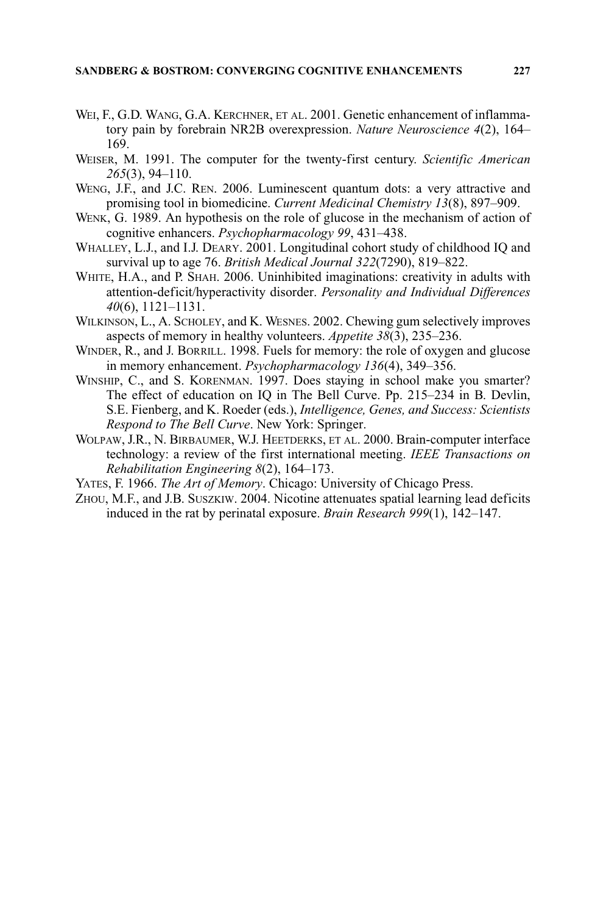WEI, F., G.D. WANG, G.A. KERCHNER, ET AL. 2001. Genetic enhancement of inflammatory pain by forebrain NR2B overexpression. *Nature Neuroscience 4*(2), 164–169.

WEISER, M. 1991. The computer for the twenty-first century. *Scientific American 265*(3), 94–110.

WENG, J.F., and J.C. REN. 2006. Luminescent quantum dots: a very attractive and promising tool in biomedicine. *Current Medicinal Chemistry 13*(8), 897–909.

WENK, G. 1989. An hypothesis on the role of glucose in the mechanism of action of cognitive enhancers. *Psychopharmacology 99*, 431–438.

WHALLEY, L.J., and I.J. DEARY. 2001. Longitudinal cohort study of childhood IQ and survival up to age 76. *British Medical Journal 322*(7290), 819–822.

WHITE, H.A., and P. SHAH. 2006. Uninhibited imaginations: creativity in adults with attention-deficit/hyperactivity disorder. *Personality and Individual Differences 40*(6), 1121–1131.

WILKINSON, L., A. SCHOLEY, and K. WESNES. 2002. Chewing gum selectively improves aspects of memory in healthy volunteers. *Appetite 38*(3), 235–236.

WINDER, R., and J. BORRILL. 1998. Fuels for memory: the role of oxygen and glucose in memory enhancement. *Psychopharmacology 136*(4), 349–356.

WINSHIP, C., and S. KORENMAN. 1997. Does staying in school make you smarter? The effect of education on IQ in The Bell Curve. Pp. 215–234 in B. Devlin, S.E. Fienberg, and K. Roeder (eds.), *Intelligence, Genes, and Success: Scientists Respond to The Bell Curve*. New York: Springer.

WOLPAW, J.R., N. BIRBAUMER, W.J. HEETDERKS, ET AL. 2000. Brain-computer interface technology: a review of the first international meeting. *IEEE Transactions on Rehabilitation Engineering 8*(2), 164–173.

YATES, F. 1966. *The Art of Memory*. Chicago: University of Chicago Press.

ZHOU, M.F., and J.B. SUSZKIW. 2004. Nicotine attenuates spatial learning lead deficits induced in the rat by perinatal exposure. *Brain Research 999*(1), 142–147.